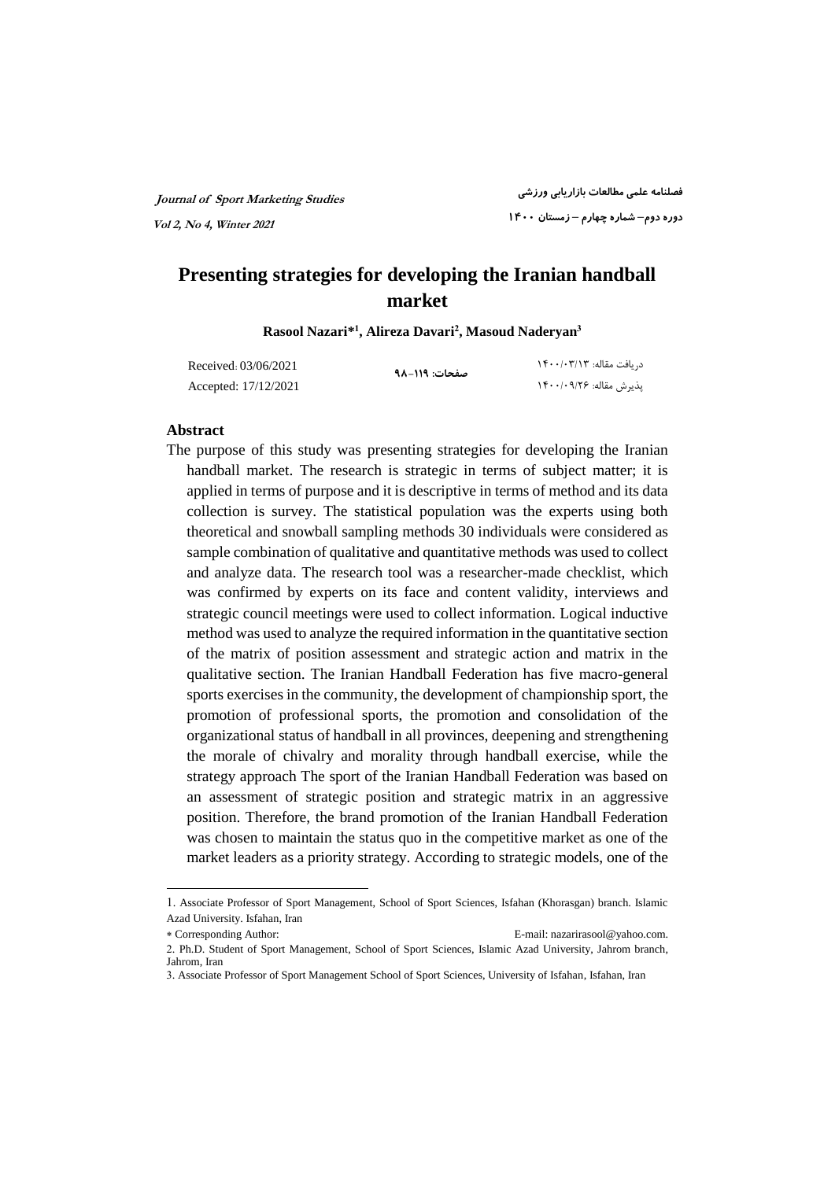# Presenting strategies for developing the Iranian handball market

**Rasool Nazari*[1], Alireza Davari[2], Masoud Naderyan[3]**

Received: 03/06/2021
Accepted: 17/12/2021

دریافت مقاله: ۱۴۰۰/۰۳/۱۳
پذیرش مقاله: ۱۴۰۰/۰۹/۲۶

## Abstract

The purpose of this study was presenting strategies for developing the Iranian handball market. The research is strategic in terms of subject matter; it is applied in terms of purpose and it is descriptive in terms of method and its data collection is survey. The statistical population was the experts using both theoretical and snowball sampling methods 30 individuals were considered as sample combination of qualitative and quantitative methods was used to collect and analyze data. The research tool was a researcher-made checklist, which was confirmed by experts on its face and content validity, interviews and strategic council meetings were used to collect information. Logical inductive method was used to analyze the required information in the quantitative section of the matrix of position assessment and strategic action and matrix in the qualitative section. The Iranian Handball Federation has five macro-general sports exercises in the community, the development of championship sport, the promotion of professional sports, the promotion and consolidation of the organizational status of handball in all provinces, deepening and strengthening the morale of chivalry and morality through handball exercise, while the strategy approach The sport of the Iranian Handball Federation was based on an assessment of strategic position and strategic matrix in an aggressive position. Therefore, the brand promotion of the Iranian Handball Federation was chosen to maintain the status quo in the competitive market as one of the market leaders as a priority strategy. According to strategic models, one of the

---

1. Associate Professor of Sport Management, School of Sport Sciences, Isfahan (Khorasgan) branch. Islamic Azad University. Isfahan, Iran

* Corresponding Author: E-mail: nazarirasool@yahoo.com.

2. Ph.D. Student of Sport Management, School of Sport Sciences, Islamic Azad University, Jahrom branch, Jahrom, Iran

3. Associate Professor of Sport Management School of Sport Sciences, University of Isfahan, Isfahan, Iran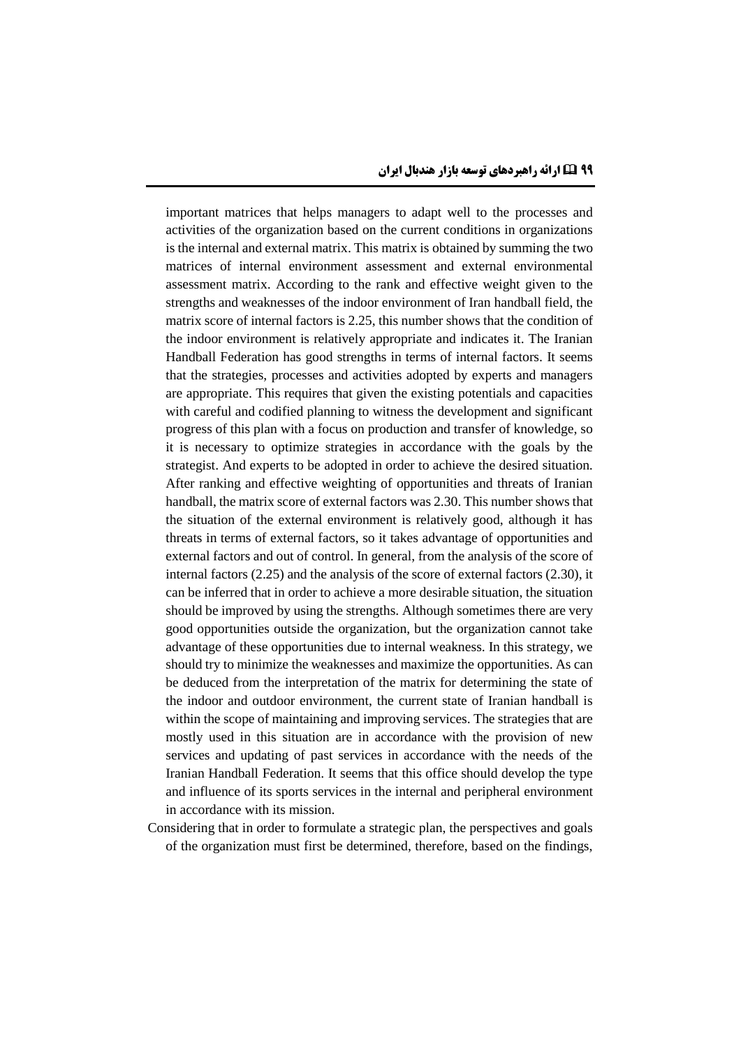important matrices that helps managers to adapt well to the processes and activities of the organization based on the current conditions in organizations is the internal and external matrix. This matrix is obtained by summing the two matrices of internal environment assessment and external environmental assessment matrix. According to the rank and effective weight given to the strengths and weaknesses of the indoor environment of Iran handball field, the matrix score of internal factors is 2.25, this number shows that the condition of the indoor environment is relatively appropriate and indicates it. The Iranian Handball Federation has good strengths in terms of internal factors. It seems that the strategies, processes and activities adopted by experts and managers are appropriate. This requires that given the existing potentials and capacities with careful and codified planning to witness the development and significant progress of this plan with a focus on production and transfer of knowledge, so it is necessary to optimize strategies in accordance with the goals by the strategist. And experts to be adopted in order to achieve the desired situation. After ranking and effective weighting of opportunities and threats of Iranian handball, the matrix score of external factors was 2.30. This number shows that the situation of the external environment is relatively good, although it has threats in terms of external factors, so it takes advantage of opportunities and external factors and out of control. In general, from the analysis of the score of internal factors (2.25) and the analysis of the score of external factors (2.30), it can be inferred that in order to achieve a more desirable situation, the situation should be improved by using the strengths. Although sometimes there are very good opportunities outside the organization, but the organization cannot take advantage of these opportunities due to internal weakness. In this strategy, we should try to minimize the weaknesses and maximize the opportunities. As can be deduced from the interpretation of the matrix for determining the state of the indoor and outdoor environment, the current state of Iranian handball is within the scope of maintaining and improving services. The strategies that are mostly used in this situation are in accordance with the provision of new services and updating of past services in accordance with the needs of the Iranian Handball Federation. It seems that this office should develop the type and influence of its sports services in the internal and peripheral environment in accordance with its mission.

Considering that in order to formulate a strategic plan, the perspectives and goals of the organization must first be determined, therefore, based on the findings,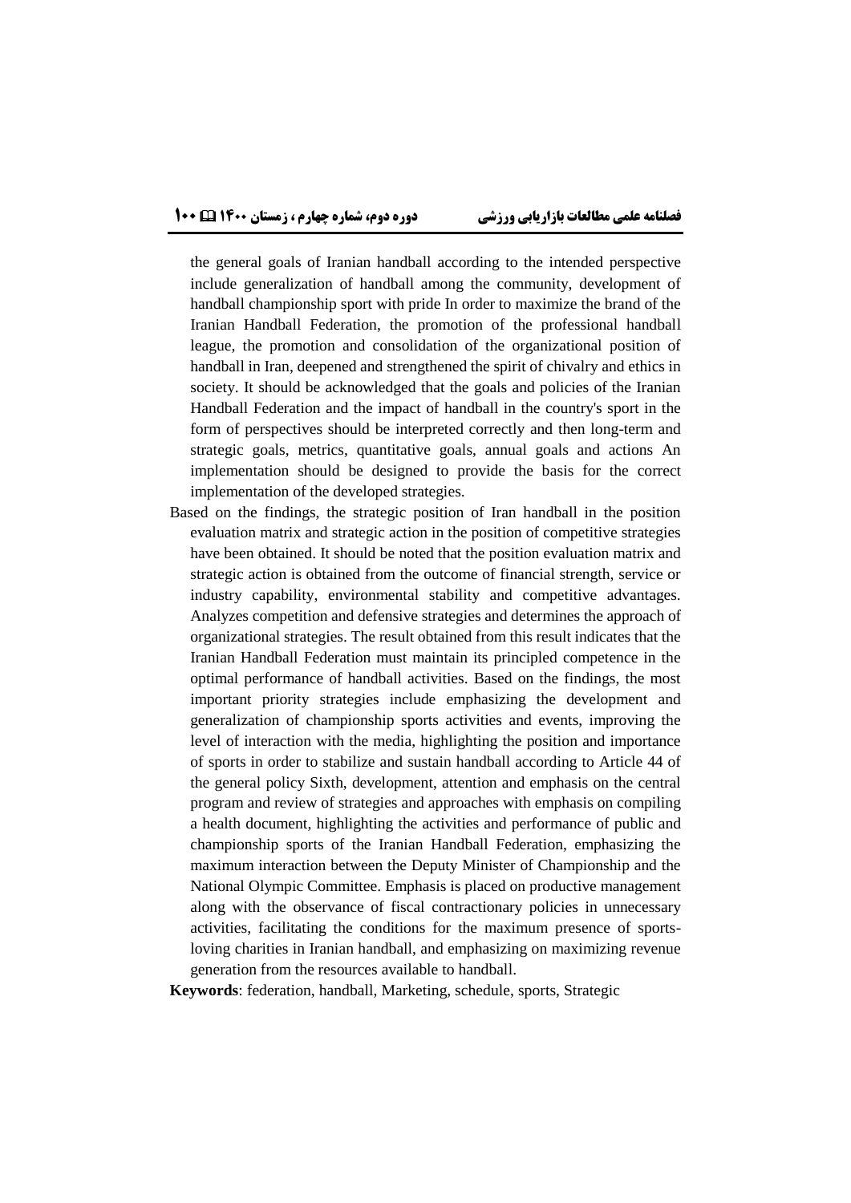the general goals of Iranian handball according to the intended perspective include generalization of handball among the community, development of handball championship sport with pride In order to maximize the brand of the Iranian Handball Federation, the promotion of the professional handball league, the promotion and consolidation of the organizational position of handball in Iran, deepened and strengthened the spirit of chivalry and ethics in society. It should be acknowledged that the goals and policies of the Iranian Handball Federation and the impact of handball in the country's sport in the form of perspectives should be interpreted correctly and then long-term and strategic goals, metrics, quantitative goals, annual goals and actions An implementation should be designed to provide the basis for the correct implementation of the developed strategies.

Based on the findings, the strategic position of Iran handball in the position evaluation matrix and strategic action in the position of competitive strategies have been obtained. It should be noted that the position evaluation matrix and strategic action is obtained from the outcome of financial strength, service or industry capability, environmental stability and competitive advantages. Analyzes competition and defensive strategies and determines the approach of organizational strategies. The result obtained from this result indicates that the Iranian Handball Federation must maintain its principled competence in the optimal performance of handball activities. Based on the findings, the most important priority strategies include emphasizing the development and generalization of championship sports activities and events, improving the level of interaction with the media, highlighting the position and importance of sports in order to stabilize and sustain handball according to Article 44 of the general policy Sixth, development, attention and emphasis on the central program and review of strategies and approaches with emphasis on compiling a health document, highlighting the activities and performance of public and championship sports of the Iranian Handball Federation, emphasizing the maximum interaction between the Deputy Minister of Championship and the National Olympic Committee. Emphasis is placed on productive management along with the observance of fiscal contractionary policies in unnecessary activities, facilitating the conditions for the maximum presence of sports-loving charities in Iranian handball, and emphasizing on maximizing revenue generation from the resources available to handball.

**Keywords**: federation, handball, Marketing, schedule, sports, Strategic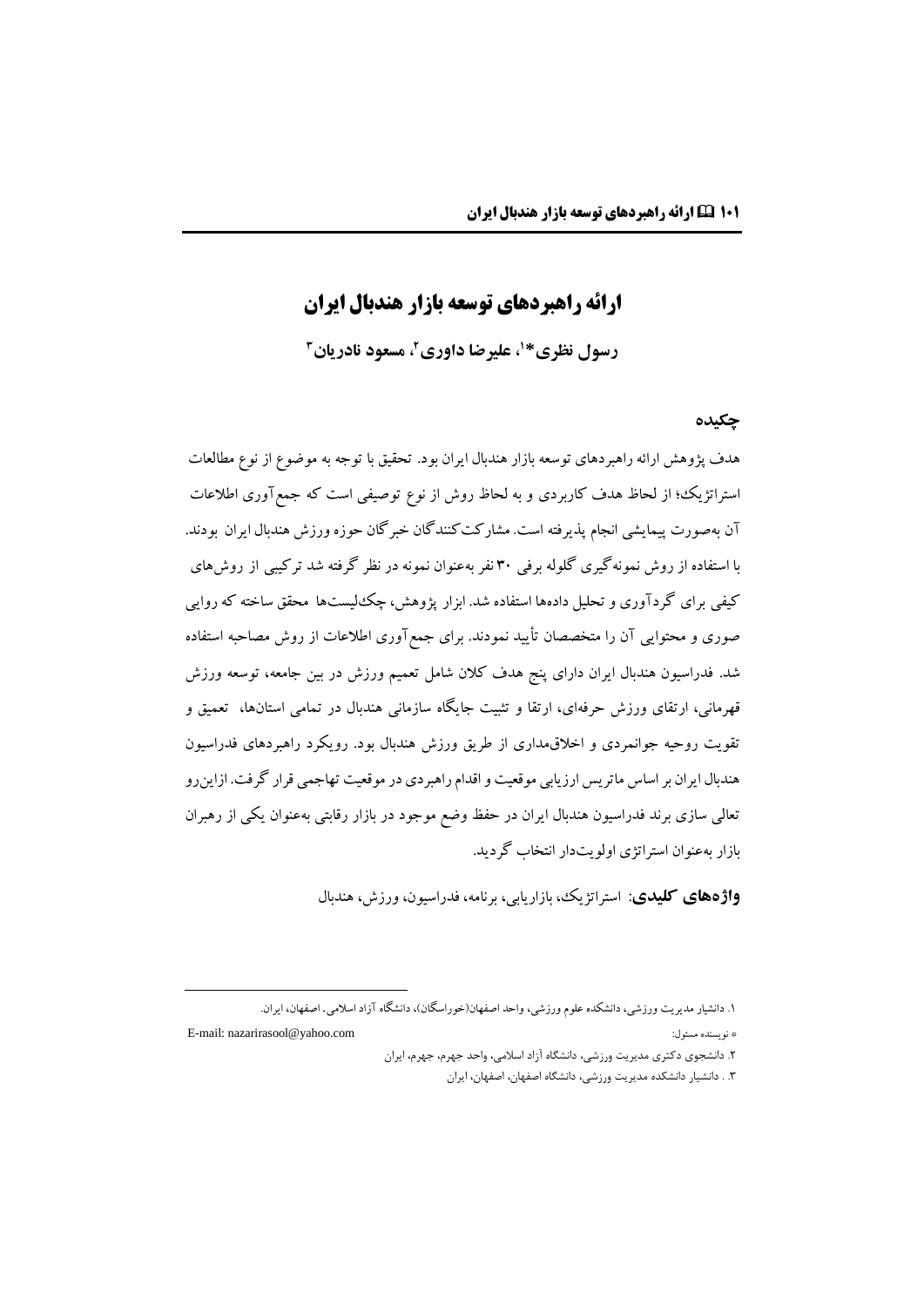# ارائه راهبردهای توسعه بازار هندبال ایران

**رسول نظری*[1]، علیرضا داوری[2]، مسعود نادریان[3]**

## چکیده

هدف پژوهش ارائه راهبردهای توسعه بازار هندبال ایران بود. تحقیق با توجه به موضوع از نوع مطالعات استراتژیک؛ از لحاظ هدف کاربردی و به لحاظ روش از نوع توصیفی است که جمع‌آوری اطلاعات آن به‌صورت پیمایشی انجام پذیرفته است. مشارکت‌کنندگان خبرگان حوزه ورزش هندبال ایران بودند. با استفاده از روش نمونه‌گیری گلوله برفی ۳۰ نفر به‌عنوان نمونه در نظر گرفته شد ترکیبی از روش‌های کیفی برای گردآوری و تحلیل داده‌ها استفاده شد. ابزار پژوهش، چک‌لیست‌ها محقق ساخته که روایی صوری و محتوایی آن را متخصصان تأیید نمودند. برای جمع‌آوری اطلاعات از روش مصاحبه استفاده شد. فدراسیون هندبال ایران دارای پنج هدف کلان شامل تعمیم ورزش در بین جامعه، توسعه ورزش قهرمانی، ارتقای ورزش حرفه‌ای، ارتقا و تثبیت جایگاه سازمانی هندبال در تمامی استان‌ها، تعمیق و تقویت روحیه جوانمردی و اخلاق‌مداری از طریق ورزش هندبال بود. رویکرد راهبردهای فدراسیون هندبال ایران بر اساس ماتریس ارزیابی موقعیت و اقدام راهبردی در موقعیت تهاجمی قرار گرفت. ازاین‌رو تعالی سازی برند فدراسیون هندبال ایران در حفظ وضع موجود در بازار رقابتی به‌عنوان یکی از رهبران بازار به‌عنوان استراتژی اولویت‌دار انتخاب گردید.

**واژه‌های کلیدی**: استراتژیک، بازاریابی، برنامه، فدراسیون، ورزش، هندبال

---

۱. دانشیار مدیریت ورزشی، دانشکده علوم ورزشی، واحد اصفهان(خوراسگان)، دانشگاه آزاد اسلامی. اصفهان، ایران.

* نویسنده مسئول: E-mail: nazarirasool@yahoo.com

۲. دانشجوی دکتری مدیریت ورزشی، دانشگاه آزاد اسلامی، واحد جهرم، جهرم، ایران

۳. . دانشیار دانشکده مدیریت ورزشی، دانشگاه اصفهان، اصفهان، ایران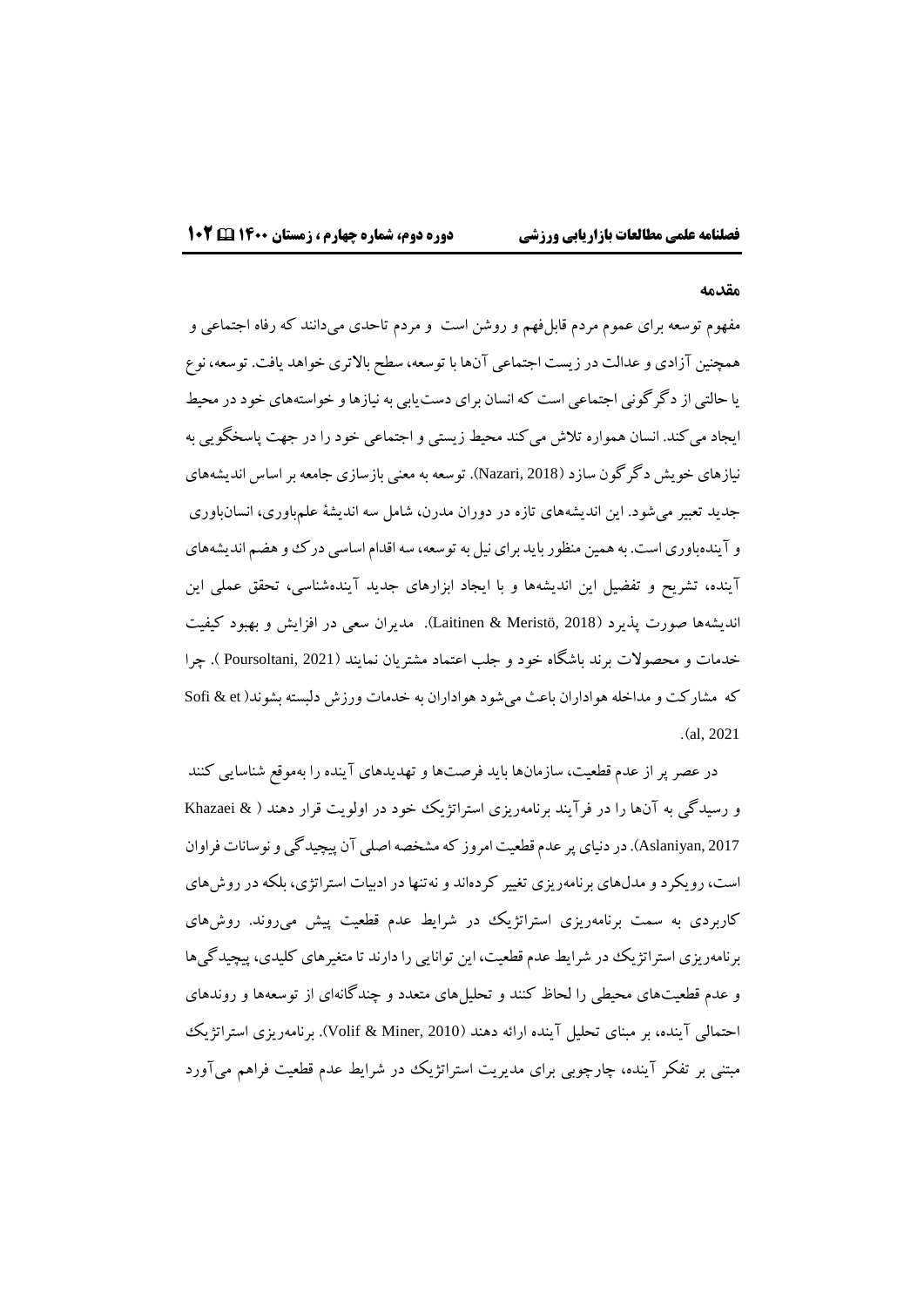## مقدمه

مفهوم توسعه برای عموم مردم قابل‌فهم و روشن است  و مردم تاحدی می‌دانند که رفاه اجتماعی و همچنین آزادی و عدالت در زیست اجتماعی آن‌ها با توسعه، سطح بالاتری خواهد یافت. توسعه، نوع یا حالتی از دگرگونی اجتماعی است که انسان برای دست‌یابی به نیازها و خواسته‌های خود در محیط ایجاد می‌کند. انسان همواره تلاش می‌کند محیط زیستی و اجتماعی خود را در جهت پاسخگویی به نیازهای خویش دگرگون سازد (Nazari, 2018). توسعه به معنی بازسازی جامعه بر اساس اندیشه‌های جدید تعبیر می‌شود. این اندیشه‌های تازه در دوران مدرن، شامل سه اندیشهٔ علم‌باوری، انسان‌باوری و آینده‌باوری است. به همین منظور باید برای نیل به توسعه، سه اقدام اساسی درک و هضم اندیشه‌های آینده، تشریح و تفضیل این اندیشه‌ها و با ایجاد ابزارهای جدید آینده‌شناسی، تحقق عملی این اندیشه‌ها صورت پذیرد (Laitinen & Meristö, 2018).  مدیران سعی در افزایش و بهبود کیفیت خدمات و محصولات برند باشگاه خود و جلب اعتماد مشتریان نمایند (Poursoltani, 2021 ). چرا که  مشارکت و مداخله هواداران باعث می‌شود هواداران به خدمات ورزش دلبسته بشوند( Sofi & et al, 2021).

در عصر پر از عدم قطعیت، سازمان‌ها باید فرصت‌ها و تهدیدهای آینده را به‌موقع شناسایی کنند و رسیدگی به آن‌ها را در فرآیند برنامه‌ریزی استراتژیک خود در اولویت قرار دهند ( Khazaei & Aslaniyan, 2017). در دنیای پر عدم قطعیت امروز که مشخصه اصلی آن پیچیدگی و نوسانات فراوان است، رویکرد و مدل‌های برنامه‌ریزی تغییر کرده‌اند و نه‌تنها در ادبیات استراتژی، بلکه در روش‌های کاربردی به سمت برنامه‌ریزی استراتژیک در شرایط عدم قطعیت پیش می‌روند. روش‌های برنامه‌ریزی استراتژیک در شرایط عدم قطعیت، این توانایی را دارند تا متغیرهای کلیدی، پیچیدگی‌ها و عدم قطعیت‌های محیطی را لحاظ کنند و تحلیل‌های متعدد و چندگانه‌ای از توسعه‌ها و روندهای احتمالی آینده، بر مبنای تحلیل آینده ارائه دهند (Volif & Miner, 2010). برنامه‌ریزی استراتژیک مبتنی بر تفکر آینده، چارچوبی برای مدیریت استراتژیک در شرایط عدم قطعیت فراهم می‌آورد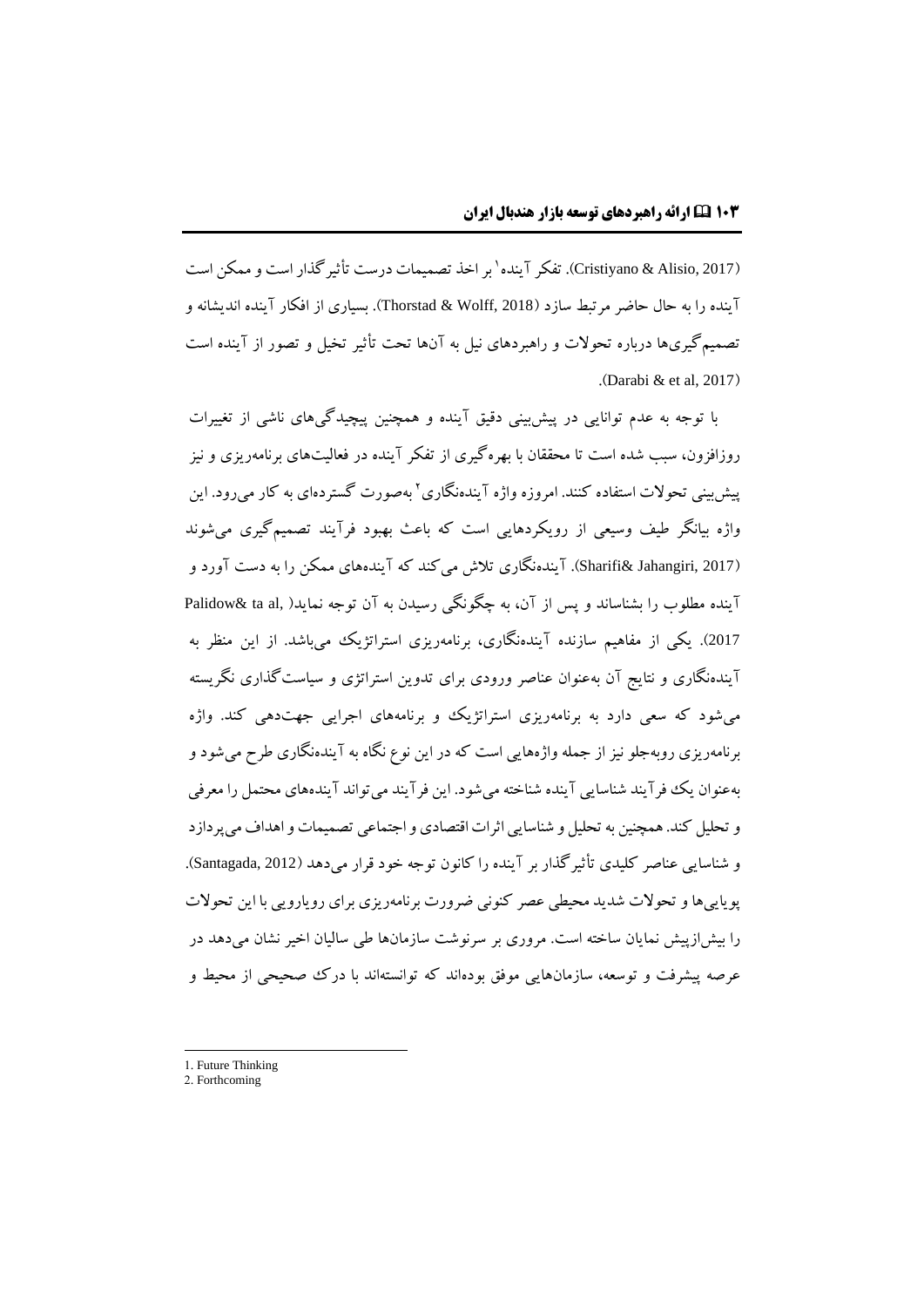(Cristiyano & Alisio, 2017). تفکر آینده[1] بر اخذ تصمیمات درست تأثیرگذار است و ممکن است آینده را به حال حاضر مرتبط سازد (Thorstad & Wolff, 2018). بسیاری از افکار آینده اندیشانه و تصمیم‌گیری‌ها درباره تحولات و راهبردهای نیل به آن‌ها تحت تأثیر تخیل و تصور از آینده است (Darabi & et al, 2017).

با توجه به عدم توانایی در پیش‌بینی دقیق آینده و همچنین پیچیدگی‌های ناشی از تغییرات روزافزون، سبب شده است تا محققان با بهره‌گیری از تفکر آینده در فعالیت‌های برنامه‌ریزی و نیز پیش‌بینی تحولات استفاده کنند. امروزه واژه آینده‌نگاری[2] به‌صورت گسترده‌ای به کار می‌رود. این واژه بیانگر طیف وسیعی از رویکردهایی است که باعث بهبود فرآیند تصمیم‌گیری می‌شوند (Sharifi& Jahangiri, 2017). آینده‌نگاری تلاش می‌کند که آینده‌های ممکن را به دست آورد و آینده مطلوب را بشناساند و پس از آن، به چگونگی رسیدن به آن توجه نماید( Palidow& ta al, 2017). یکی از مفاهیم سازنده آینده‌نگاری، برنامه‌ریزی استراتژیک می‌باشد. از این منظر به آینده‌نگاری و نتایج آن به‌عنوان عناصر ورودی برای تدوین استراتژی و سیاست‌گذاری نگریسته می‌شود که سعی دارد به برنامه‌ریزی استراتژیک و برنامه‌های اجرایی جهت‌دهی کند. واژه برنامه‌ریزی روبه‌جلو نیز از جمله واژه‌هایی است که در این نوع نگاه به آینده‌نگاری طرح می‌شود و به‌عنوان یک فرآیند شناسایی آینده شناخته می‌شود. این فرآیند می‌تواند آینده‌های محتمل را معرفی و تحلیل کند. همچنین به تحلیل و شناسایی اثرات اقتصادی و اجتماعی تصمیمات و اهداف می‌پردازد و شناسایی عناصر کلیدی تأثیرگذار بر آینده را کانون توجه خود قرار می‌دهد (Santagada, 2012). پویایی‌ها و تحولات شدید محیطی عصر کنونی ضرورت برنامه‌ریزی برای رویارویی با این تحولات را بیش‌ازپیش نمایان ساخته است. مروری بر سرنوشت سازمان‌ها طی سالیان اخیر نشان می‌دهد در عرصه پیشرفت و توسعه، سازمان‌هایی موفق بوده‌اند که توانسته‌اند با درک صحیحی از محیط و

---

1. Future Thinking
2. Forthcoming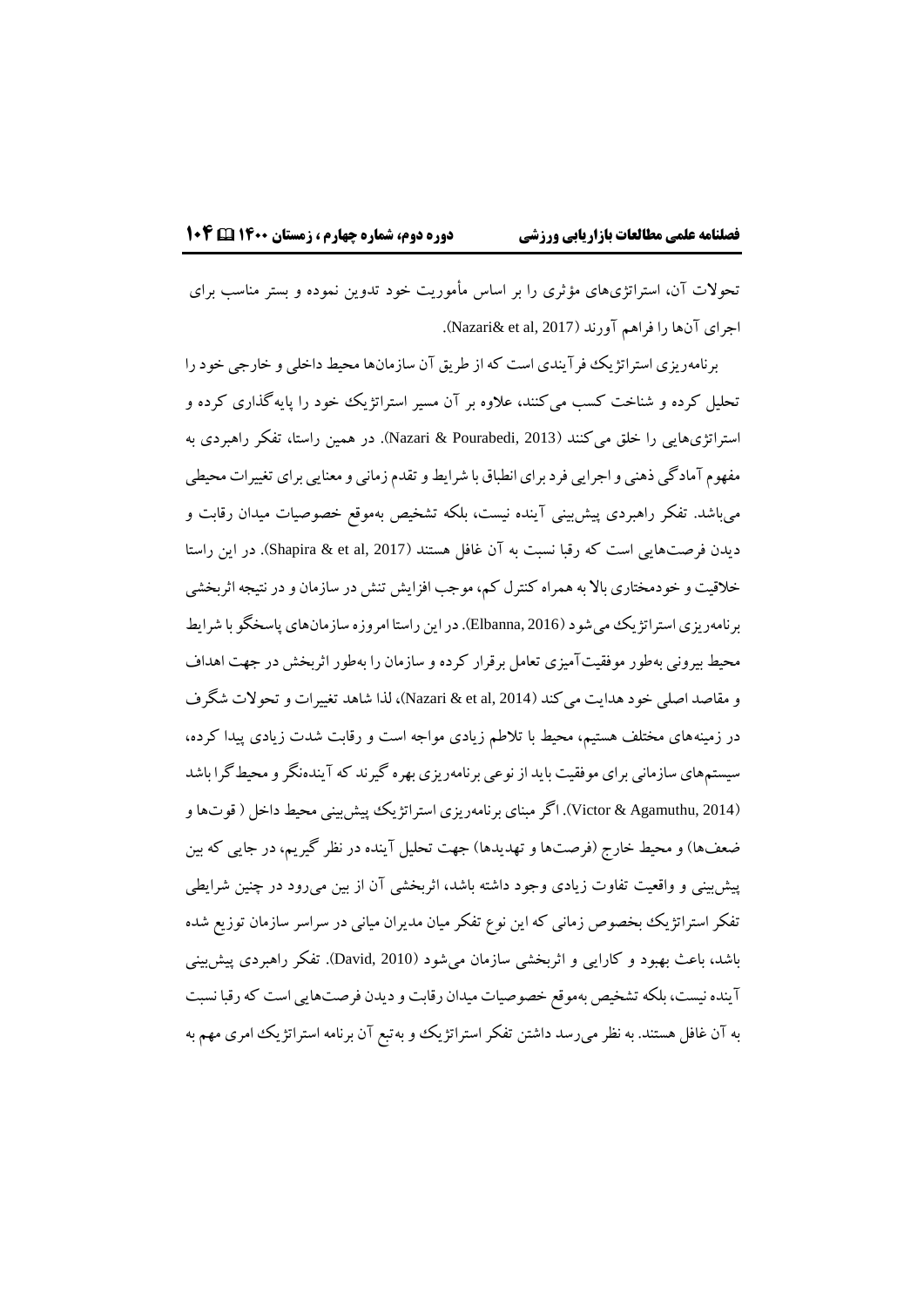تحولات آن، استراتژی‌های مؤثری را بر اساس مأموریت خود تدوین نموده و بستر مناسب برای اجرای آن‌ها را فراهم آورند (Nazari& et al, 2017).

برنامه‌ریزی استراتژیک فرآیندی است که از طریق آن سازمان‌ها محیط داخلی و خارجی خود را تحلیل کرده و شناخت کسب می‌کنند، علاوه بر آن مسیر استراتژیک خود را پایه‌گذاری کرده و استراتژی‌هایی را خلق می‌کنند (Nazari & Pourabedi, 2013). در همین راستا، تفکر راهبردی به مفهوم آمادگی ذهنی و اجرایی فرد برای انطباق با شرایط و تقدم زمانی و معنایی برای تغییرات محیطی می‌باشد. تفکر راهبردی پیش‌بینی آینده نیست، بلکه تشخیص به‌موقع خصوصیات میدان رقابت و دیدن فرصت‌هایی است که رقبا نسبت به آن غافل هستند (Shapira & et al, 2017). در این راستا خلاقیت و خودمختاری بالا به همراه کنترل کم، موجب افزایش تنش در سازمان و در نتیجه اثربخشی برنامه‌ریزی استراتژیک می‌شود (Elbanna, 2016). در این راستا امروزه سازمان‌های پاسخگو با شرایط محیط بیرونی به‌طور موفقیت‌آمیزی تعامل برقرار کرده و سازمان را به‌طور اثربخش در جهت اهداف و مقاصد اصلی خود هدایت می‌کند (Nazari & et al, 2014)، لذا شاهد تغییرات و تحولات شگرف در زمینه‌های مختلف هستیم، محیط با تلاطم زیادی مواجه است و رقابت شدت زیادی پیدا کرده، سیستم‌های سازمانی برای موفقیت باید از نوعی برنامه‌ریزی بهره گیرند که آینده‌نگر و محیط‌گرا باشد (Victor & Agamuthu, 2014). اگر مبنای برنامه‌ریزی استراتژیک پیش‌بینی محیط داخل ( قوت‌ها و ضعف‌ها) و محیط خارج (فرصت‌ها و تهدیدها) جهت تحلیل آینده در نظر گیریم، در جایی که بین پیش‌بینی و واقعیت تفاوت زیادی وجود داشته باشد، اثربخشی آن از بین می‌رود در چنین شرایطی تفکر استراتژیک بخصوص زمانی که این نوع تفکر میان مدیران میانی در سراسر سازمان توزیع شده باشد، باعث بهبود و کارایی و اثربخشی سازمان می‌شود (David, 2010). تفکر راهبردی پیش‌بینی آینده نیست، بلکه تشخیص به‌موقع خصوصیات میدان رقابت و دیدن فرصت‌هایی است که رقبا نسبت به آن غافل هستند. به نظر می‌رسد داشتن تفکر استراتژیک و به‌تبع آن برنامه استراتژیک امری مهم به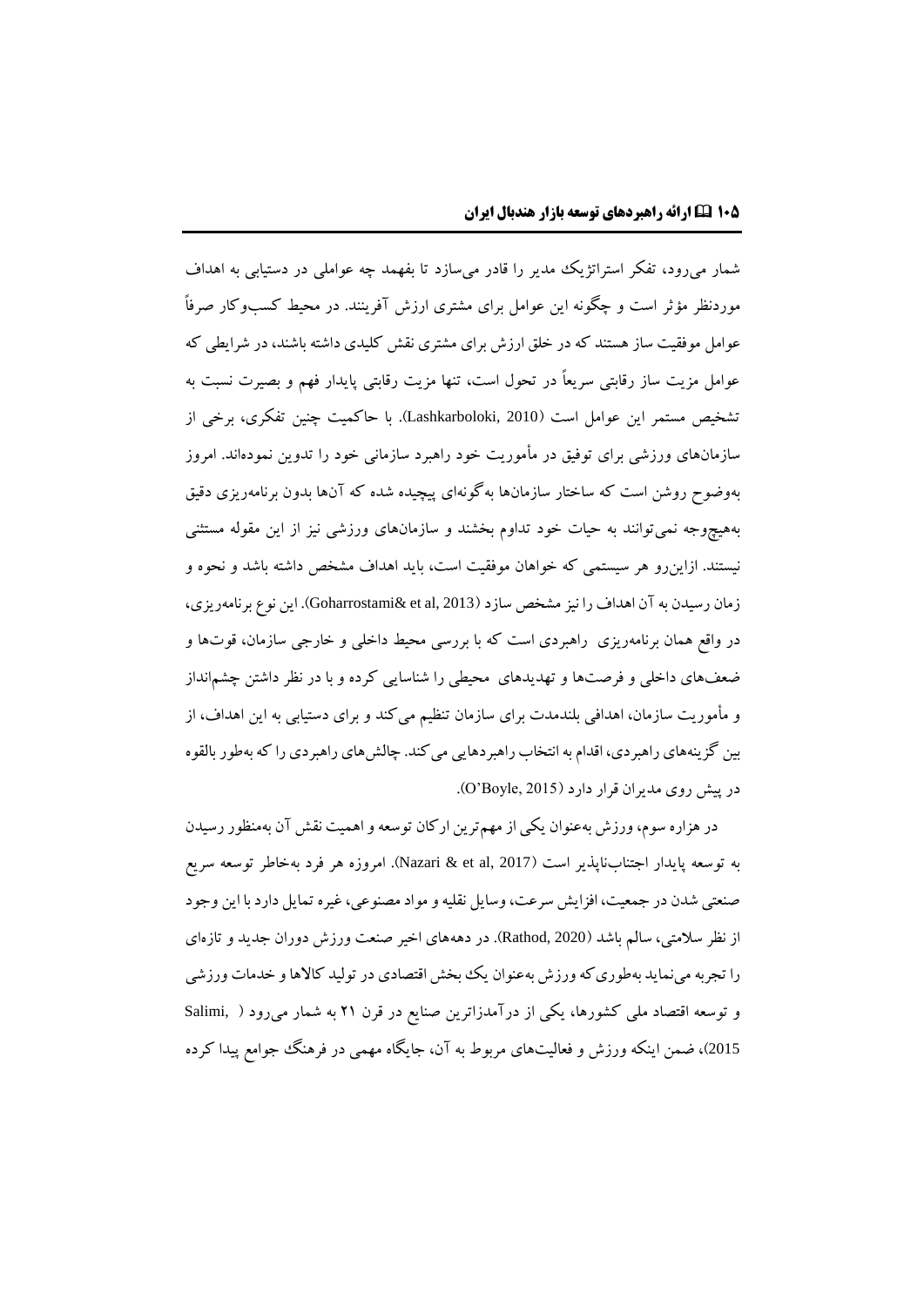شمار می‌رود، تفکر استراتژیک مدیر را قادر می‌سازد تا بفهمد چه عواملی در دستیابی به اهداف موردنظر مؤثر است و چگونه این عوامل برای مشتری ارزش آفرینند. در محیط کسب‌وکار صرفاً عوامل موفقیت ساز هستند که در خلق ارزش برای مشتری نقش کلیدی داشته باشند، در شرایطی که عوامل مزیت ساز رقابتی سریعاً در تحول است، تنها مزیت رقابتی پایدار فهم و بصیرت نسبت به تشخیص مستمر این عوامل است (Lashkarboloki, 2010). با حاکمیت چنین تفکری، برخی از سازمان‌های ورزشی برای توفیق در مأموریت خود راهبرد سازمانی خود را تدوین نموده‌اند. امروز به‌وضوح روشن است که ساختار سازمان‌ها به‌گونه‌ای پیچیده شده که آن‌ها بدون برنامه‌ریزی دقیق به‌هیچ‌وجه نمی‌توانند به حیات خود تداوم بخشند و سازمان‌های ورزشی نیز از این مقوله مستثنی نیستند. ازاین‌رو هر سیستمی که خواهان موفقیت است، باید اهداف مشخص داشته باشد و نحوه و زمان رسیدن به آن اهداف را نیز مشخص سازد (Goharrostami& et al, 2013). این نوع برنامه‌ریزی، در واقع همان برنامه‌ریزی راهبردی است که با بررسی محیط داخلی و خارجی سازمان، قوت‌ها و ضعف‌های داخلی و فرصت‌ها و تهدیدهای محیطی را شناسایی کرده و با در نظر داشتن چشم‌انداز و مأموریت سازمان، اهدافی بلندمدت برای سازمان تنظیم می‌کند و برای دستیابی به این اهداف، از بین گزینه‌های راهبردی، اقدام به انتخاب راهبردهایی می‌کند. چالش‌های راهبردی را که به‌طور بالقوه در پیش روی مدیران قرار دارد (O'Boyle, 2015).

در هزاره سوم، ورزش به‌عنوان یکی از مهم‌ترین ارکان توسعه و اهمیت نقش آن به‌منظور رسیدن به توسعه پایدار اجتناب‌ناپذیر است (Nazari & et al, 2017). امروزه هر فرد به‌خاطر توسعه سریع صنعتی شدن در جمعیت، افزایش سرعت، وسایل نقلیه و مواد مصنوعی، غیره تمایل دارد با این وجود از نظر سلامتی، سالم باشد (Rathod, 2020). در دهه‌های اخیر صنعت ورزش دوران جدید و تازه‌ای را تجربه می‌نماید به‌طوری‌که ورزش به‌عنوان یک بخش اقتصادی در تولید کالاها و خدمات ورزشی و توسعه اقتصاد ملی کشورها، یکی از درآمدزاترین صنایع در قرن ۲۱ به شمار می‌رود ( Salimi, 2015)، ضمن اینکه ورزش و فعالیت‌های مربوط به آن، جایگاه مهمی در فرهنگ جوامع پیدا کرده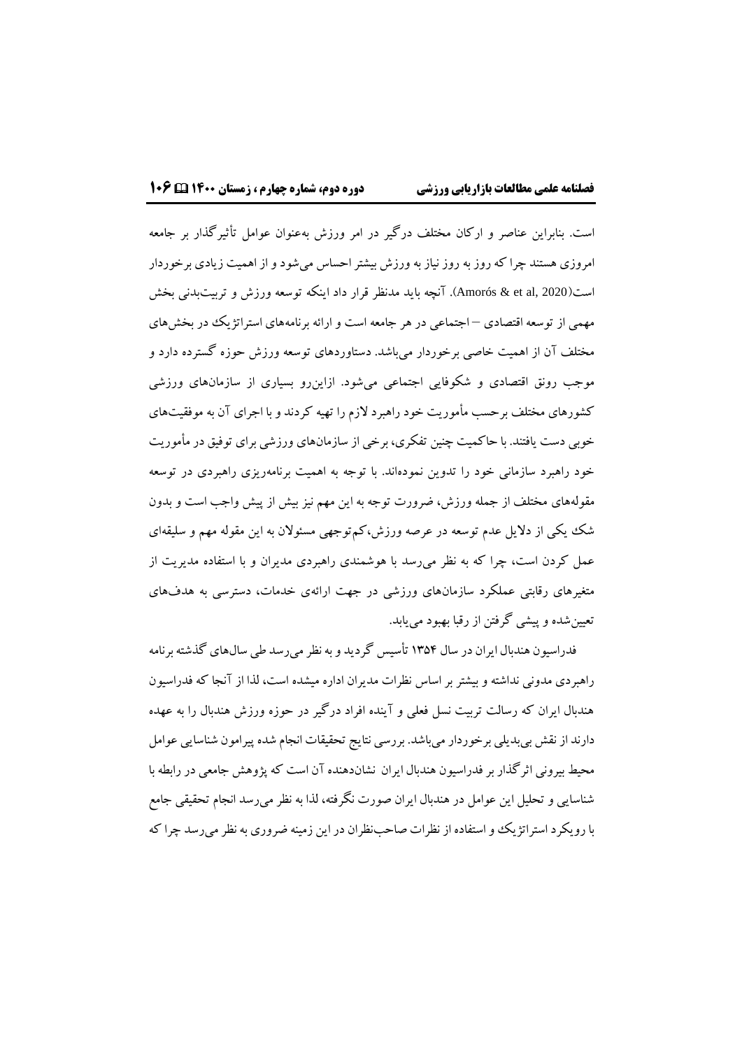است. بنابراین عناصر و ارکان مختلف درگیر در امر ورزش به‌عنوان عوامل تأثیرگذار بر جامعه امروزی هستند چرا که روز به روز نیاز به ورزش بیشتر احساس می‌شود و از اهمیت زیادی برخوردار است(Amorós & et al, 2020). آنچه باید مدنظر قرار داد اینکه توسعه ورزش و تربیت‌بدنی بخش مهمی از توسعه اقتصادی –اجتماعی در هر جامعه است و ارائه برنامه‌های استراتژیک در بخش‌های مختلف آن از اهمیت خاصی برخوردار می‌باشد. دستاوردهای توسعه ورزش حوزه گسترده دارد و موجب رونق اقتصادی و شکوفایی اجتماعی می‌شود. ازاین‌رو بسیاری از سازمان‌های ورزشی کشورهای مختلف برحسب مأموریت خود راهبرد لازم را تهیه کردند و با اجرای آن به موفقیت‌های خوبی دست یافتند. با حاکمیت چنین تفکری، برخی از سازمان‌های ورزشی برای توفیق در مأموریت خود راهبرد سازمانی خود را تدوین نموده‌اند. با توجه به اهمیت برنامه‌ریزی راهبردی در توسعه مقوله‌های مختلف از جمله ورزش، ضرورت توجه به این مهم نیز بیش از پیش واجب است و بدون شک یکی از دلایل عدم توسعه در عرصه ورزش،کم‌توجهی مسئولان به این مقوله مهم و سلیقه‌ای عمل کردن است، چرا که به نظر می‌رسد با هوشمندی راهبردی مدیران و با استفاده مدیریت از متغیرهای رقابتی عملکرد سازمان‌های ورزشی در جهت ارائه‌ی خدمات، دسترسی به هدف‌های تعیین‌شده و پیشی گرفتن از رقبا بهبود می‌یابد.

فدراسیون هندبال ایران در سال ۱۳۵۴ تأسیس گردید و به نظر می‌رسد طی سال‌های گذشته برنامه راهبردی مدونی نداشته و بیشتر بر اساس نظرات مدیران اداره میشده است، لذا از آنجا که فدراسیون هندبال ایران که رسالت تربیت نسل فعلی و آینده افراد درگیر در حوزه ورزش هندبال را به عهده دارند از نقش بی‌بدیلی برخوردار می‌باشد. بررسی نتایج تحقیقات انجام شده پیرامون شناسایی عوامل محیط بیرونی اثرگذار بر فدراسیون هندبال ایران نشان‌دهنده آن است که پژوهش جامعی در رابطه با شناسایی و تحلیل این عوامل در هندبال ایران صورت نگرفته، لذا به نظر می‌رسد انجام تحقیقی جامع با رویکرد استراتژیک و استفاده از نظرات صاحب‌نظران در این زمینه ضروری به نظر می‌رسد چرا که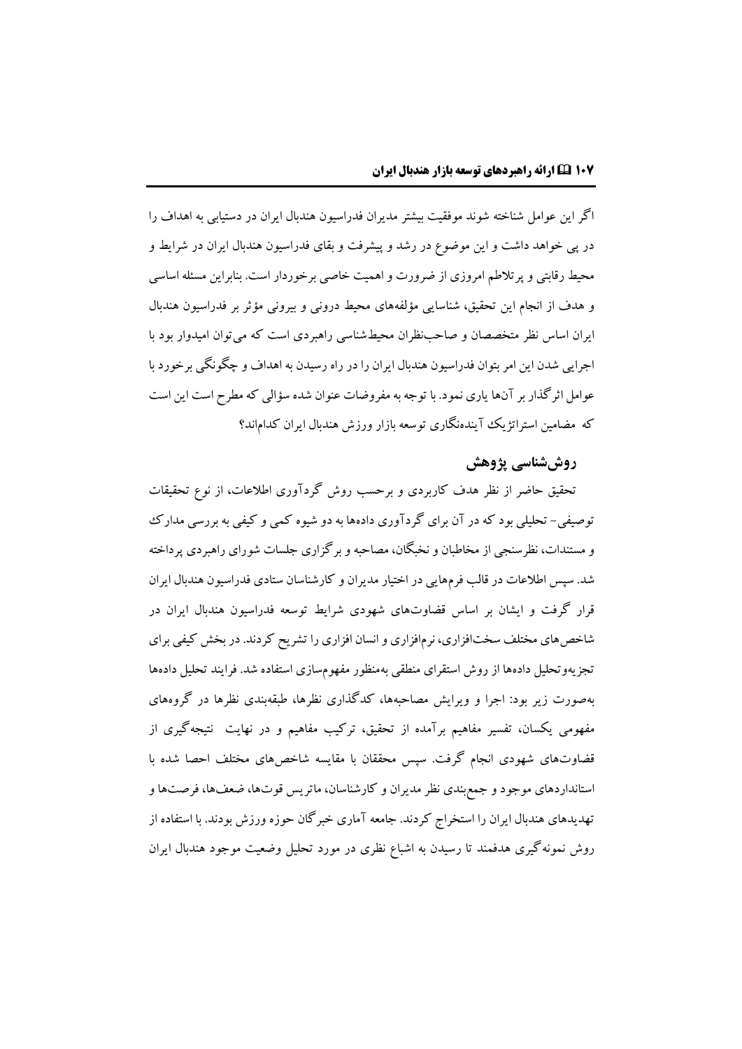اگر این عوامل شناخته شوند موفقیت بیشتر مدیران فدراسیون هندبال ایران در دستیابی به اهداف را در پی خواهد داشت و این موضوع در رشد و پیشرفت و بقای فدراسیون هندبال ایران در شرایط و محیط رقابتی و پرتلاطم امروزی از ضرورت و اهمیت خاصی برخوردار است. بنابراین مسئله اساسی و هدف از انجام این تحقیق، شناسایی مؤلفه‌های محیط درونی و بیرونی مؤثر بر فدراسیون هندبال ایران اساس نظر متخصصان و صاحب‌نظران محیط‌شناسی راهبردی است که می‌توان امیدوار بود با اجرایی شدن این امر بتوان فدراسیون هندبال ایران را در راه رسیدن به اهداف و چگونگی برخورد با عوامل اثرگذار بر آن‌ها یاری نمود. با توجه به مفروضات عنوان شده سؤالی که مطرح است این است که مضامین استراتژیک آینده‌نگاری توسعه بازار ورزش هندبال ایران کدام‌اند؟

## روش‌شناسی پژوهش

تحقیق حاضر از نظر هدف کاربردی و برحسب روش گردآوری اطلاعات، از نوع تحقیقات توصیفی- تحلیلی بود که در آن برای گردآوری داده‌ها به دو شیوه کمی و کیفی به بررسی مدارک و مستندات، نظرسنجی از مخاطبان و نخبگان، مصاحبه و برگزاری جلسات شورای راهبردی پرداخته شد. سپس اطلاعات در قالب فرم‌هایی در اختیار مدیران و کارشناسان ستادی فدراسیون هندبال ایران قرار گرفت و ایشان بر اساس قضاوت‌های شهودی شرایط توسعه فدراسیون هندبال ایران در شاخص‌های مختلف سخت‌افزاری، نرم‌افزاری و انسان افزاری را تشریح کردند. در بخش کیفی برای تجزیه‌وتحلیل داده‌ها از روش استقرای منطقی به‌منظور مفهوم‌سازی استفاده شد. فرایند تحلیل داده‌ها به‌صورت زیر بود: اجرا و ویرایش مصاحبه‌ها، کدگذاری نظرها، طبقه‌بندی نظرها در گروه‌های مفهومی یکسان، تفسیر مفاهیم برآمده از تحقیق، ترکیب مفاهیم و در نهایت نتیجه‌گیری از قضاوت‌های شهودی انجام گرفت. سپس محققان با مقایسه شاخص‌های مختلف احصا شده با استانداردهای موجود و جمع‌بندی نظر مدیران و کارشناسان، ماتریس قوت‌ها، ضعف‌ها، فرصت‌ها و تهدیدهای هندبال ایران را استخراج کردند. جامعه آماری خبرگان حوزه ورزش بودند. با استفاده از روش نمونه‌گیری هدفمند تا رسیدن به اشباع نظری در مورد تحلیل وضعیت موجود هندبال ایران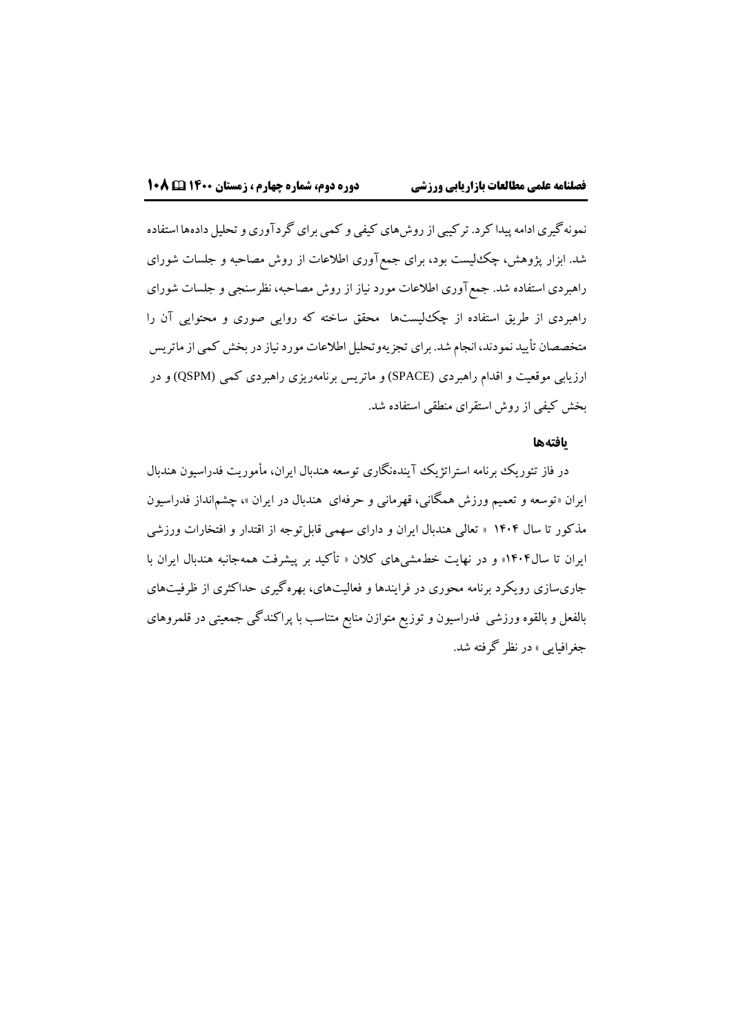نمونه‌گیری ادامه پیدا کرد. ترکیبی از روش‌های کیفی و کمی برای گردآوری و تحلیل داده‌ها استفاده شد. ابزار پژوهش، چک‌لیست بود، برای جمع‌آوری اطلاعات از روش مصاحبه و جلسات شورای راهبردی استفاده شد. جمع‌آوری اطلاعات مورد نیاز از روش مصاحبه، نظرسنجی و جلسات شورای راهبردی از طریق استفاده از چک‌لیست‌ها محقق ساخته که روایی صوری و محتوایی آن را متخصصان تأیید نمودند، انجام شد. برای تجزیه‌وتحلیل اطلاعات مورد نیاز در بخش کمی از ماتریس ارزیابی موقعیت و اقدام راهبردی (SPACE) و ماتریس برنامه‌ریزی راهبردی کمی (QSPM) و در بخش کیفی از روش استقرای منطقی استفاده شد.

## یافته‌ها

در فاز تئوریک برنامه استراتژیک آینده‌نگاری توسعه هندبال ایران، مأموریت فدراسیون هندبال ایران «توسعه و تعمیم ورزش همگانی، قهرمانی و حرفه‌ای هندبال در ایران »، چشم‌انداز فدراسیون مذکور تا سال ۱۴۰۴ « تعالی هندبال ایران و دارای سهمی قابل‌توجه از اقتدار و افتخارات ورزشی ایران تا سال۱۴۰۴» و در نهایت خط‌مشی‌های کلان « تأکید بر پیشرفت همه‌جانبه هندبال ایران با جاری‌سازی رویکرد برنامه محوری در فرایندها و فعالیت‌های، بهره‌گیری حداکثری از ظرفیت‌های بالفعل و بالقوه ورزشی فدراسیون و توزیع متوازن منابع متناسب با پراکندگی جمعیتی در قلمروهای جغرافیایی » در نظر گرفته شد.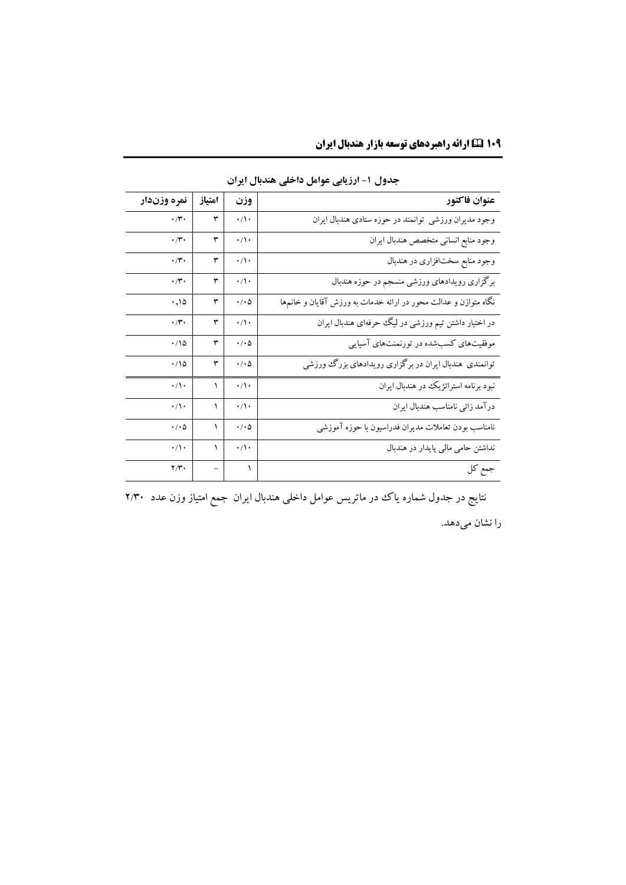جدول ۱- ارزیابی عوامل داخلی هندبال ایران

| عنوان فاکتور | وزن | امتیاز | نمره وزن‌دار |
|---|---|---|---|
| وجود مدیران ورزشی توانمند در حوزه ستادی هندبال ایران | ۰/۱۰ | ۳ | ۰/۳۰ |
| وجود منابع انسانی متخصص هندبال ایران | ۰/۱۰ | ۳ | ۰/۳۰ |
| وجود منابع سخت‌افزاری در هندبال | ۰/۱۰ | ۳ | ۰/۳۰ |
| برگزاری رویدادهای ورزشی منسجم در حوزه هندبال | ۰/۱۰ | ۳ | ۰/۳۰ |
| نگاه متوازن و عدالت محور در ارائه خدمات به ورزش آقایان و خانم‌ها | ۰/۰۵ | ۳ | ۰,۱۵ |
| در اختیار داشتن تیم ورزشی در لیگ حرفه‌ای هندبال ایران | ۰/۱۰ | ۳ | ۰/۳۰ |
| موفقیت‌های کسب‌شده در تورنمنت‌های آسیایی | ۰/۰۵ | ۳ | ۰/۱۵ |
| توانمندی هندبال ایران در برگزاری رویدادهای بزرگ ورزشی | ۰/۰۵ | ۳ | ۰/۱۵ |
| نبود برنامه استراتژیک در هندبال ایران | ۰/۱۰ | ۱ | ۰/۱۰ |
| درآمد زائی نامناسب هندبال ایران | ۰/۱۰ | ۱ | ۰/۱۰ |
| نامناسب بودن تعاملات مدیران فدراسیون با حوزه آموزشی | ۰/۰۵ | ۱ | ۰/۰۵ |
| نداشتن حامی مالی پایدار در هندبال | ۰/۱۰ | ۱ | ۰/۱۰ |
| جمع کل | ۱ | – | ۲/۳۰ |

نتایج در جدول شماره یاک در ماتریس عوامل داخلی هندبال ایران جمع امتیاز وزن عدد ۲/۳۰ را نشان می‌دهد.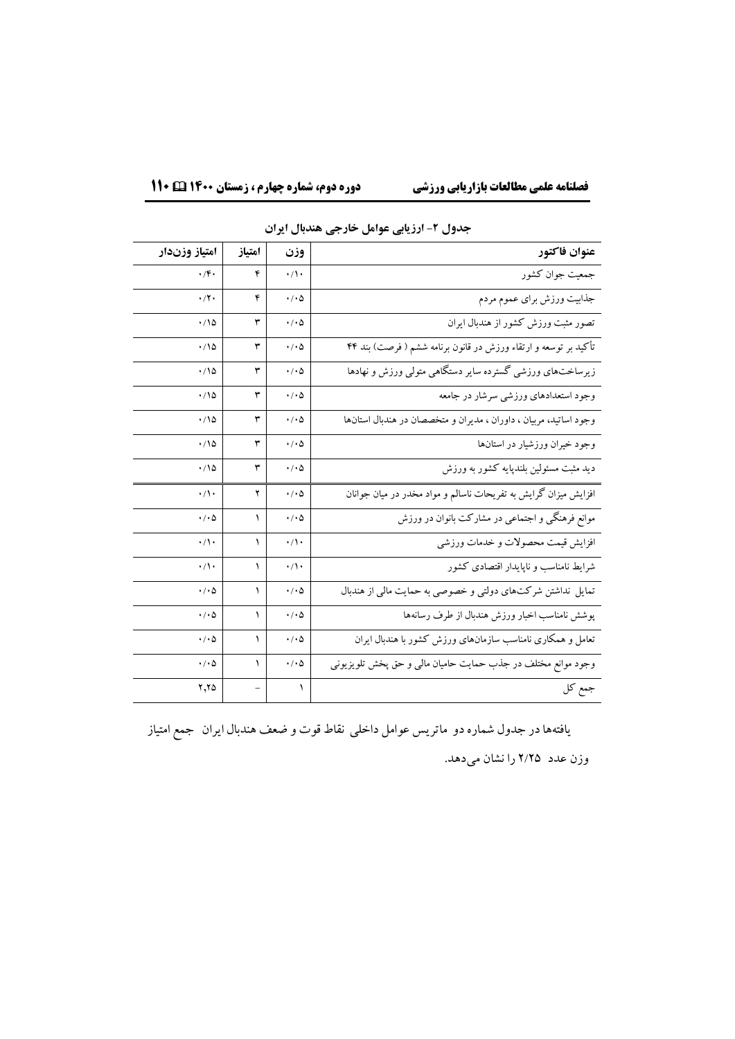**جدول ۲- ارزیابی عوامل خارجی هندبال ایران**

| عنوان فاکتور | وزن | امتیاز | امتیاز وزن‌دار |
|---|---|---|---|
| جمعیت جوان کشور | ۰/۱۰ | ۴ | ۰/۴۰ |
| جذابیت ورزش برای عموم مردم | ۰/۰۵ | ۴ | ۰/۲۰ |
| تصور مثبت ورزش کشور از هندبال ایران | ۰/۰۵ | ۳ | ۰/۱۵ |
| تأکید بر توسعه و ارتقاء ورزش در قانون برنامه ششم ( فرصت) بند ۴۴ | ۰/۰۵ | ۳ | ۰/۱۵ |
| زیرساخت‌های ورزشی گسترده سایر دستگاهی متولی ورزش و نهادها | ۰/۰۵ | ۳ | ۰/۱۵ |
| وجود استعدادهای ورزشی سرشار در جامعه | ۰/۰۵ | ۳ | ۰/۱۵ |
| وجود اساتید، مربیان ، داوران ، مدیران و متخصصان در هندبال استان‌ها | ۰/۰۵ | ۳ | ۰/۱۵ |
| وجود خیران ورزشیار در استان‌ها | ۰/۰۵ | ۳ | ۰/۱۵ |
| دید مثبت مسئولین بلندپایه کشور به ورزش | ۰/۰۵ | ۳ | ۰/۱۵ |
| افزایش میزان گرایش به تفریحات ناسالم و مواد مخدر در میان جوانان | ۰/۰۵ | ۲ | ۰/۱۰ |
| موانع فرهنگی و اجتماعی در مشارکت بانوان در ورزش | ۰/۰۵ | ۱ | ۰/۰۵ |
| افزایش قیمت محصولات و خدمات ورزشی | ۰/۱۰ | ۱ | ۰/۱۰ |
| شرایط نامناسب و ناپایدار اقتصادی کشور | ۰/۱۰ | ۱ | ۰/۱۰ |
| تمایل نداشتن شرکت‌های دولتی و خصوصی به حمایت مالی از هندبال | ۰/۰۵ | ۱ | ۰/۰۵ |
| پوشش نامناسب اخبار ورزش هندبال از طرف رسانه‌ها | ۰/۰۵ | ۱ | ۰/۰۵ |
| تعامل و همکاری نامناسب سازمان‌های ورزش کشور با هندبال ایران | ۰/۰۵ | ۱ | ۰/۰۵ |
| وجود موانع مختلف در جذب حمایت حامیان مالی و حق پخش تلویزیونی | ۰/۰۵ | ۱ | ۰/۰۵ |
| جمع کل | ۱ | - | ۲,۲۵ |

یافته‌ها در جدول شماره دو ماتریس عوامل داخلی نقاط قوت و ضعف هندبال ایران جمع امتیاز وزن عدد ۲/۲۵ را نشان می‌دهد.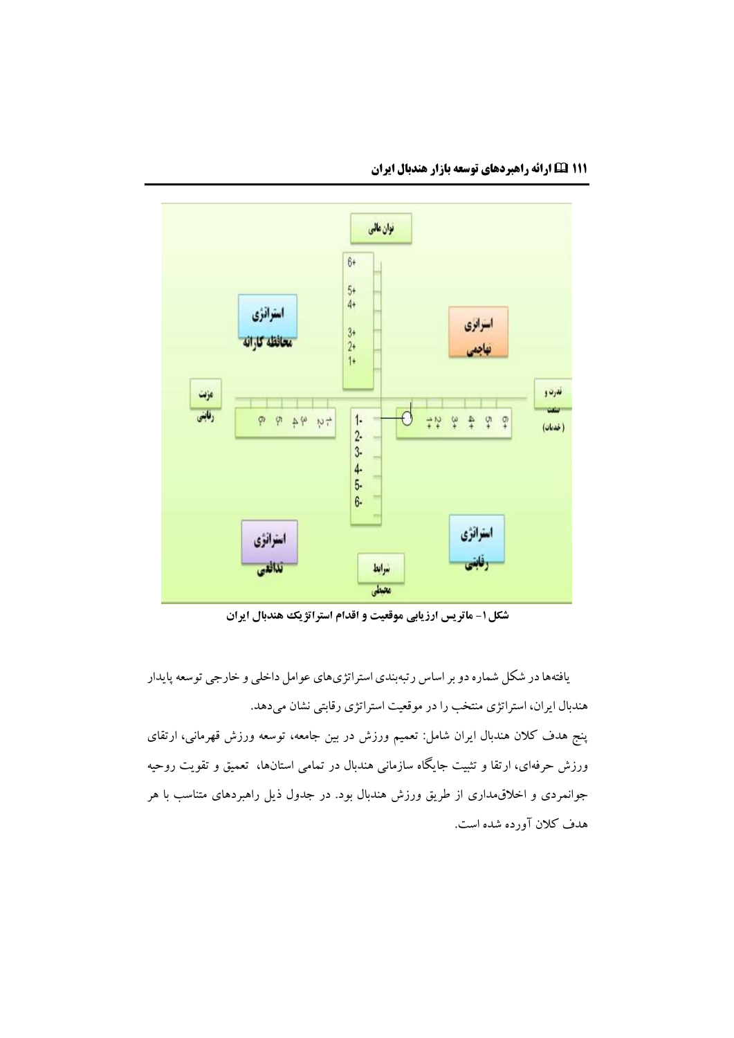شکل ۱- ماتریس ارزیابی موقعیت و اقدام استراتژیک هندبال ایران

یافته‌ها در شکل شماره دو بر اساس رتبه‌بندی استراتژی‌های عوامل داخلی و خارجی توسعه پایدار هندبال ایران، استراتژی منتخب را در موقعیت استراتژی رقابتی نشان می‌دهد.

پنج هدف کلان هندبال ایران شامل: تعمیم ورزش در بین جامعه، توسعه ورزش قهرمانی، ارتقای ورزش حرفه‌ای، ارتقا و تثبیت جایگاه سازمانی هندبال در تمامی استان‌ها، تعمیق و تقویت روحیه جوانمردی و اخلاق‌مداری از طریق ورزش هندبال بود. در جدول ذیل راهبردهای متناسب با هر هدف کلان آورده شده است.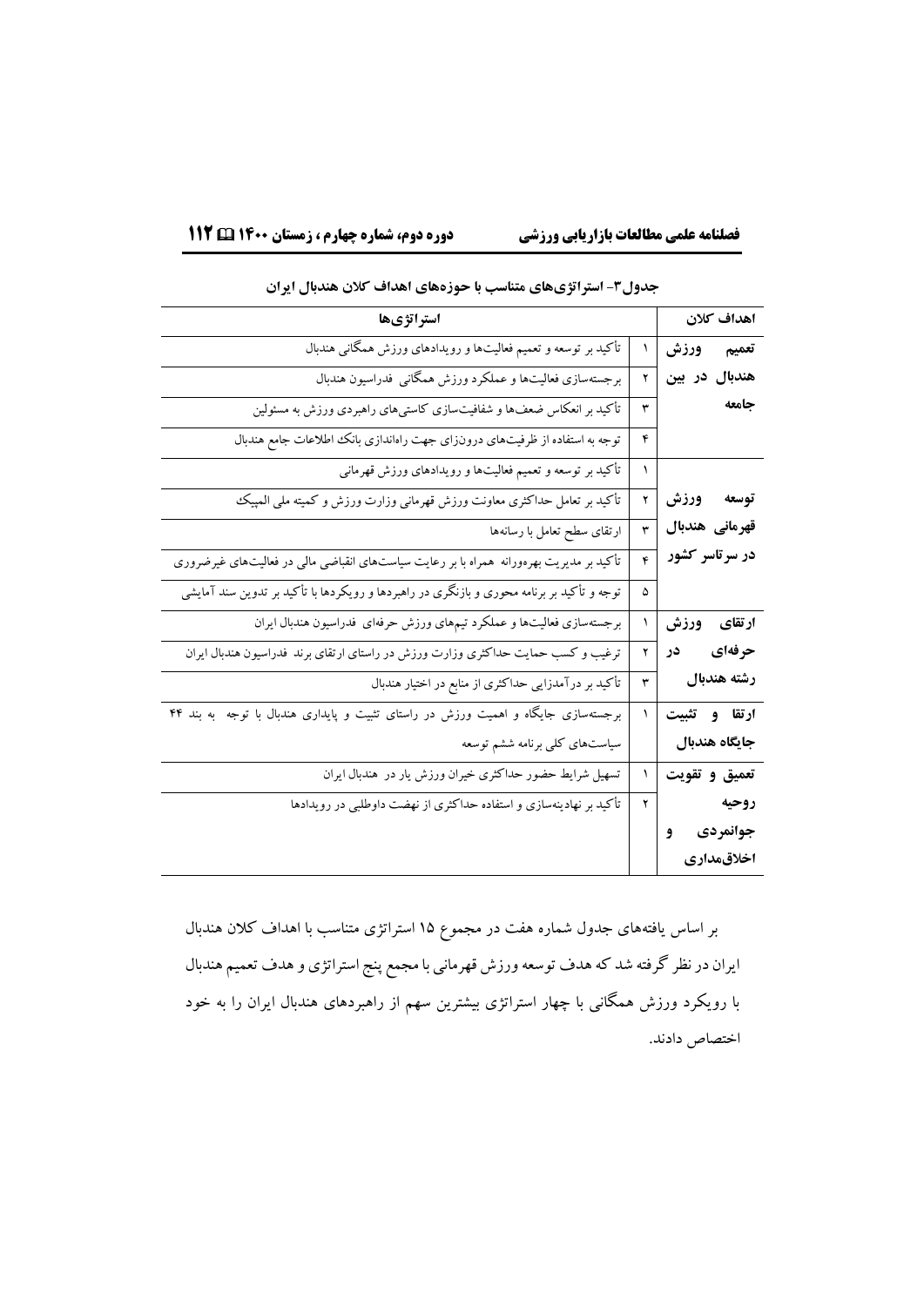**جدول۳- استراتژی‌های متناسب با حوزه‌های اهداف کلان هندبال ایران**

| اهداف کلان | | استراتژی‌ها |
|---|---|---|
| تعمیم ورزش هندبال در بین جامعه | ۱ | تأکید بر توسعه و تعمیم فعالیت‌ها و رویدادهای ورزش همگانی هندبال |
| | ۲ | برجسته‌سازی فعالیت‌ها و عملکرد ورزش همگانی فدراسیون هندبال |
| | ۳ | تأکید بر انعکاس ضعف‌ها و شفافیت‌سازی کاستی‌های راهبردی ورزش به مسئولین |
| | ۴ | توجه به استفاده از ظرفیت‌های درونزای جهت راه‌اندازی بانک اطلاعات جامع هندبال |
| توسعه ورزش قهرمانی هندبال در سرتاسر کشور | ۱ | تأکید بر توسعه و تعمیم فعالیت‌ها و رویدادهای ورزش قهرمانی |
| | ۲ | تأکید بر تعامل حداکثری معاونت ورزش قهرمانی وزارت ورزش و کمیته ملی المپیک |
| | ۳ | ارتقای سطح تعامل با رسانه‌ها |
| | ۴ | تأکید بر مدیریت بهره‌ورانه همراه با بر رعایت سیاست‌های انقباضی مالی در فعالیت‌های غیرضروری |
| | ۵ | توجه و تأکید بر برنامه محوری و بازنگری در راهبردها و رویکردها با تأکید بر تدوین سند آمایشی |
| ارتقای ورزش حرفه‌ای در رشته هندبال | ۱ | برجسته‌سازی فعالیت‌ها و عملکرد تیم‌های ورزش حرفه‌ای فدراسیون هندبال ایران |
| | ۲ | ترغیب و کسب حمایت حداکثری وزارت ورزش در راستای ارتقای برند فدراسیون هندبال ایران |
| | ۳ | تأکید بر درآمدزایی حداکثری از منابع در اختیار هندبال |
| ارتقا و تثبیت جایگاه هندبال | ۱ | برجسته‌سازی جایگاه و اهمیت ورزش در راستای تثبیت و پایداری هندبال با توجه به بند ۴۴ سیاست‌های کلی برنامه ششم توسعه |
| تعمیق و تقویت روحیه جوانمردی و اخلاق‌مداری | ۱ | تسهیل شرایط حضور حداکثری خیران ورزش یار در هندبال ایران |
| | ۲ | تأکید بر نهادینه‌سازی و استفاده حداکثری از نهضت داوطلبی در رویدادها |

بر اساس یافته‌های جدول شماره هفت در مجموع ۱۵ استراتژی متناسب با اهداف کلان هندبال ایران در نظر گرفته شد که هدف توسعه ورزش قهرمانی با مجمع پنج استراتژی و هدف تعمیم هندبال با رویکرد ورزش همگانی با چهار استراتژی بیشترین سهم از راهبردهای هندبال ایران را به خود اختصاص دادند.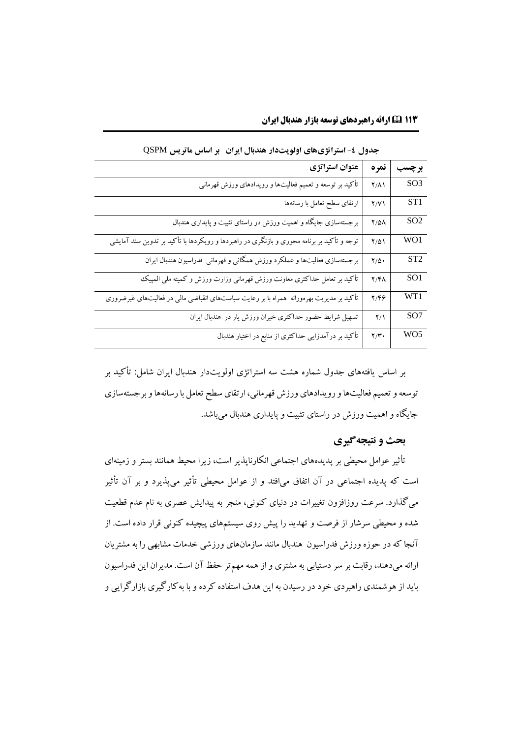جدول ٤- استراتژی‌های اولویت‌دار هندبال ایران  بر اساس ماتریس QSPM

| برچسب | نمره | عنوان استراتژی |
| --- | --- | --- |
| SO3 | ۲/۸۱ | تأکید بر توسعه و تعمیم فعالیت‌ها و رویدادهای ورزش قهرمانی |
| ST1 | ۲/۷۱ | ارتقای سطح تعامل با رسانه‌ها |
| SO2 | ۲/۵۸ | برجسته‌سازی جایگاه و اهمیت ورزش در راستای تثبیت و پایداری هندبال |
| WO1 | ۲/۵۱ | توجه و تأکید بر برنامه محوری و بازنگری در راهبردها و رویکردها با تأکید بر تدوین سند آمایشی |
| ST2 | ۲/۵۰ | برجسته‌سازی فعالیت‌ها و عملکرد ورزش همگانی و قهرمانی  فدراسیون هندبال ایران |
| SO1 | ۲/۴۸ | تأکید بر تعامل حداکثری معاونت ورزش قهرمانی وزارت ورزش و کمیته ملی المپیک |
| WT1 | ۲/۴۶ | تأکید بر مدیریت بهره‌ورانه  همراه با بر رعایت سیاست‌های انقباضی مالی در فعالیت‌های غیرضروری |
| SO7 | ۲/۱ | تسهیل شرایط حضور حداکثری خیران ورزش یار در  هندبال ایران |
| WO5 | ۲/۳۰ | تأکید بر درآمدزایی حداکثری از منابع در اختیار هندبال |

بر اساس یافته‌های جدول شماره هشت سه استراتژی اولویت‌دار هندبال ایران شامل: تأکید بر توسعه و تعمیم فعالیت‌ها و رویدادهای ورزش قهرمانی، ارتقای سطح تعامل با رسانه‌ها و برجسته‌سازی جایگاه و اهمیت ورزش در راستای تثبیت و پایداری هندبال می‌باشد.

## بحث و نتیجه‌گیری

تأثیر عوامل محیطی بر پدیده‌های اجتماعی انکارناپذیر است، زیرا محیط همانند بستر و زمینه‌ای است که پدیده اجتماعی در آن اتفاق می‌افتد و از عوامل محیطی تأثیر می‌پذیرد و بر آن تأثیر می‌گذارد. سرعت روزافزون تغییرات در دنیای کنونی، منجر به پیدایش عصری به نام عدم قطعیت شده و محیطی سرشار از فرصت و تهدید را پیش روی سیستم‌های پیچیده کنونی قرار داده است. از آنجا که در حوزه ورزش فدراسیون  هندبال مانند سازمان‌های ورزشی خدمات مشابهی را به مشتریان ارائه می‌دهند، رقابت بر سر دستیابی به مشتری و از همه مهم‌تر حفظ آن است. مدیران این فدراسیون باید از هوشمندی راهبردی خود در رسیدن به این هدف استفاده کرده و با به‌کارگیری بازارگرایی و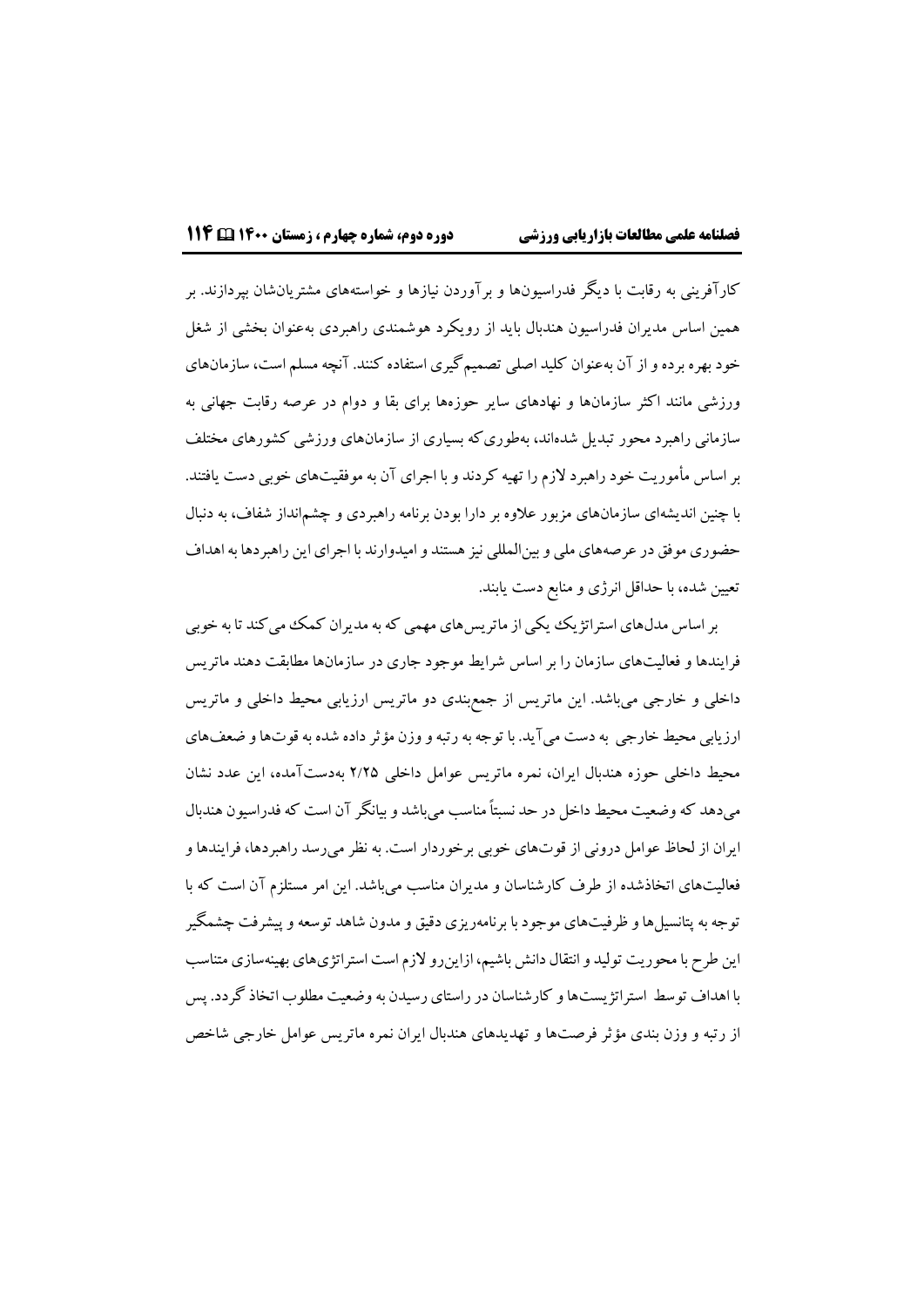کارآفرینی به رقابت با دیگر فدراسیون‌ها و برآوردن نیازها و خواسته‌های مشتریان‌شان بپردازند. بر همین اساس مدیران فدراسیون هندبال باید از رویکرد هوشمندی راهبردی به‌عنوان بخشی از شغل خود بهره برده و از آن به‌عنوان کلید اصلی تصمیم‌گیری استفاده کنند. آنچه مسلم است، سازمان‌های ورزشی مانند اکثر سازمان‌ها و نهادهای سایر حوزه‌ها برای بقا و دوام در عرصه رقابت جهانی به سازمانی راهبرد محور تبدیل شده‌اند، به‌طوری‌که بسیاری از سازمان‌های ورزشی کشورهای مختلف بر اساس مأموریت خود راهبرد لازم را تهیه کردند و با اجرای آن به موفقیت‌های خوبی دست یافتند. با چنین اندیشه‌ای سازمان‌های مزبور علاوه بر دارا بودن برنامه راهبردی و چشم‌انداز شفاف، به دنبال حضوری موفق در عرصه‌های ملی و بین‌المللی نیز هستند و امیدوارند با اجرای این راهبردها به اهداف تعیین شده، با حداقل انرژی و منابع دست یابند.

بر اساس مدل‌های استراتژیک یکی از ماتریس‌های مهمی که به مدیران کمک می‌کند تا به خوبی فرایندها و فعالیت‌های سازمان را بر اساس شرایط موجود جاری در سازمان‌ها مطابقت دهند ماتریس داخلی و خارجی می‌باشد. این ماتریس از جمع‌بندی دو ماتریس ارزیابی محیط داخلی و ماتریس ارزیابی محیط خارجی به دست می‌آید. با توجه به رتبه و وزن مؤثر داده شده به قوت‌ها و ضعف‌های محیط داخلی حوزه هندبال ایران، نمره ماتریس عوامل داخلی ۲/۲۵ به‌دست‌آمده، این عدد نشان می‌دهد که وضعیت محیط داخل در حد نسبتاً مناسب می‌باشد و بیانگر آن است که فدراسیون هندبال ایران از لحاظ عوامل درونی از قوت‌های خوبی برخوردار است. به نظر می‌رسد راهبردها، فرایندها و فعالیت‌های اتخاذشده از طرف کارشناسان و مدیران مناسب می‌باشد. این امر مستلزم آن است که با توجه به پتانسیل‌ها و ظرفیت‌های موجود با برنامه‌ریزی دقیق و مدون شاهد توسعه و پیشرفت چشمگیر این طرح با محوریت تولید و انتقال دانش باشیم، ازاین‌رو لازم است استراتژی‌های بهینه‌سازی متناسب با اهداف توسط استراتژیست‌ها و کارشناسان در راستای رسیدن به وضعیت مطلوب اتخاذ گردد. پس از رتبه و وزن بندی مؤثر فرصت‌ها و تهدیدهای هندبال ایران نمره ماتریس عوامل خارجی شاخص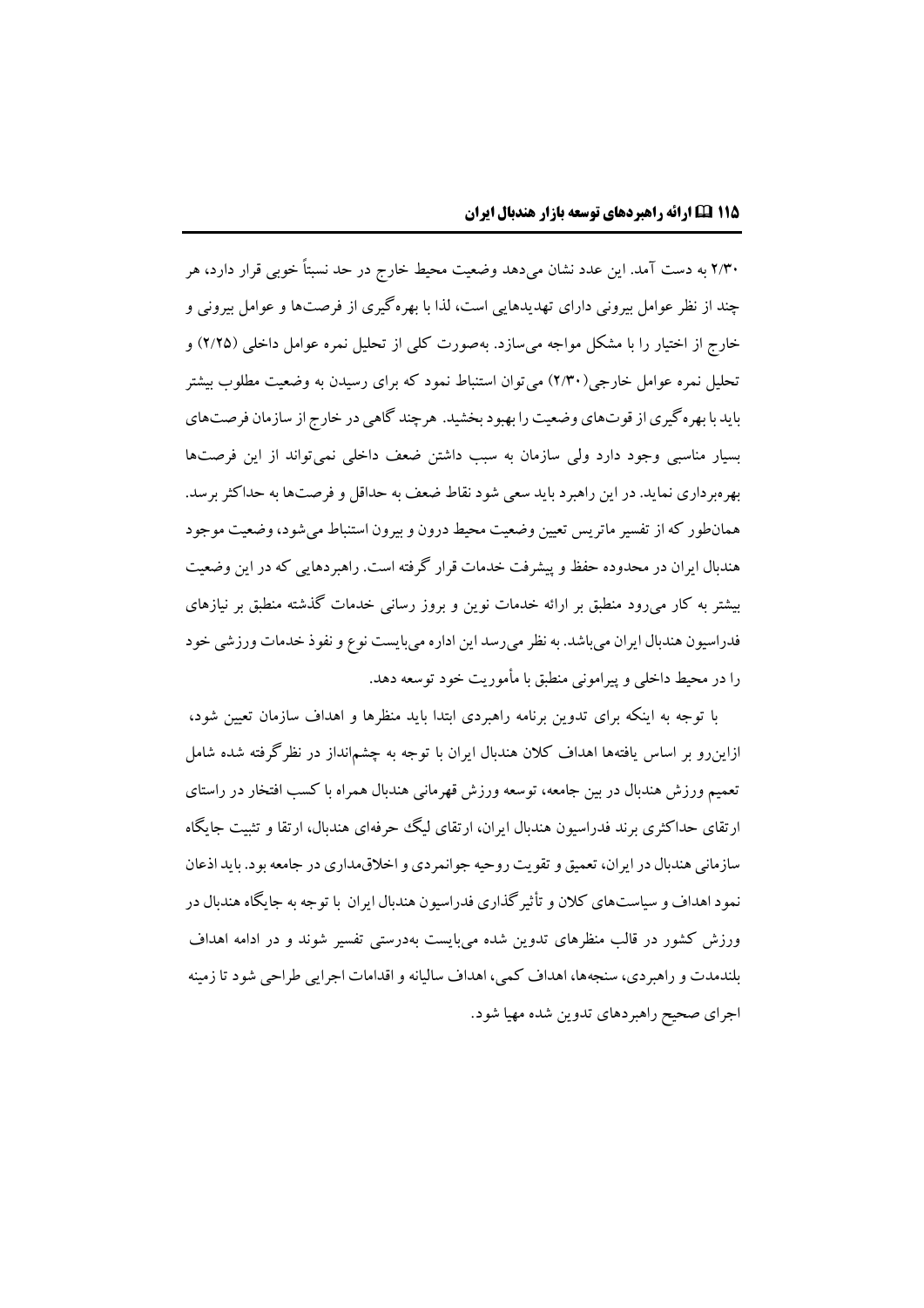۲/۳۰ به دست آمد. این عدد نشان می‌دهد وضعیت محیط خارج در حد نسبتاً خوبی قرار دارد، هر چند از نظر عوامل بیرونی دارای تهدیدهایی است، لذا با بهره‌گیری از فرصت‌ها و عوامل بیرونی و خارج از اختیار را با مشکل مواجه می‌سازد. به‌صورت کلی از تحلیل نمره عوامل داخلی (۲/۲۵) و تحلیل نمره عوامل خارجی(۲/۳۰) می‌توان استنباط نمود که برای رسیدن به وضعیت مطلوب بیشتر باید با بهره‌گیری از قوت‌های وضعیت را بهبود بخشید. هرچند گاهی در خارج از سازمان فرصت‌های بسیار مناسبی وجود دارد ولی سازمان به سبب داشتن ضعف داخلی نمی‌تواند از این فرصت‌ها بهره‌برداری نماید. در این راهبرد باید سعی شود نقاط ضعف به حداقل و فرصت‌ها به حداکثر برسد. همان‌طور که از تفسیر ماتریس تعیین وضعیت محیط درون و بیرون استنباط می‌شود، وضعیت موجود هندبال ایران در محدوده حفظ و پیشرفت خدمات قرار گرفته است. راهبردهایی که در این وضعیت بیشتر به کار می‌رود منطبق بر ارائه خدمات نوین و بروز رسانی خدمات گذشته منطبق بر نیازهای فدراسیون هندبال ایران می‌باشد. به نظر می‌رسد این اداره می‌بایست نوع و نفوذ خدمات ورزشی خود را در محیط داخلی و پیرامونی منطبق با مأموریت خود توسعه دهد.

با توجه به اینکه برای تدوین برنامه راهبردی ابتدا باید منظرها و اهداف سازمان تعیین شود، ازاین‌رو بر اساس یافته‌ها اهداف کلان هندبال ایران با توجه به چشم‌انداز در نظرگرفته شده شامل تعمیم ورزش هندبال در بین جامعه، توسعه ورزش قهرمانی هندبال همراه با کسب افتخار در راستای ارتقای حداکثری برند فدراسیون هندبال ایران، ارتقای لیگ حرفه‌ای هندبال، ارتقا و تثبیت جایگاه سازمانی هندبال در ایران، تعمیق و تقویت روحیه جوانمردی و اخلاق‌مداری در جامعه بود. باید اذعان نمود اهداف و سیاست‌های کلان و تأثیرگذاری فدراسیون هندبال ایران با توجه به جایگاه هندبال در ورزش کشور در قالب منظرهای تدوین شده می‌بایست به‌درستی تفسیر شوند و در ادامه اهداف بلندمدت و راهبردی، سنجه‌ها، اهداف کمی، اهداف سالیانه و اقدامات اجرایی طراحی شود تا زمینه اجرای صحیح راهبردهای تدوین شده مهیا شود.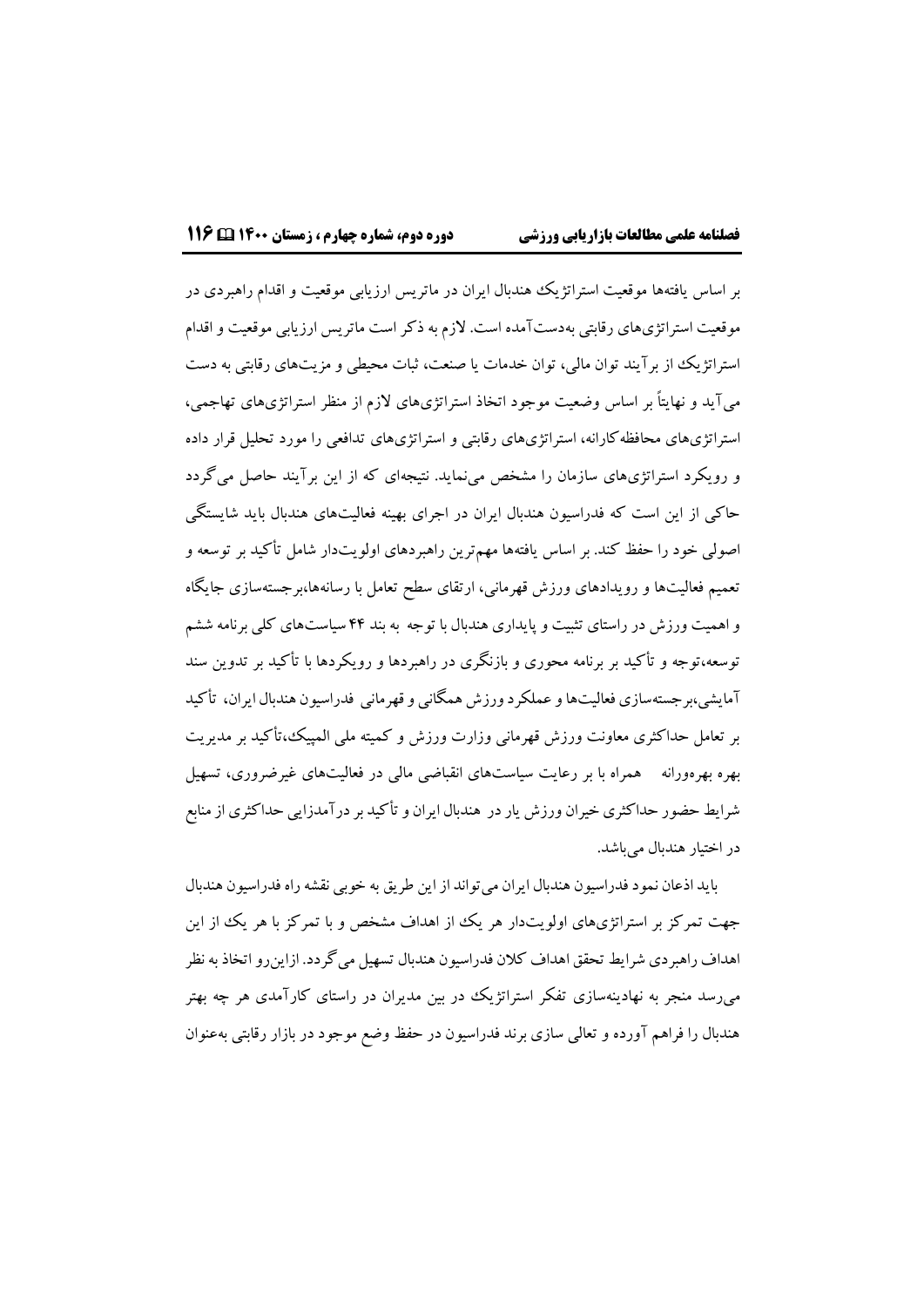بر اساس یافته‌ها موقعیت استراتژیک هندبال ایران در ماتریس ارزیابی موقعیت و اقدام راهبردی در موقعیت استراتژی‌های رقابتی به‌دست‌آمده است. لازم به ذکر است ماتریس ارزیابی موقعیت و اقدام استراتژیک از برآیند توان مالی، توان خدمات یا صنعت، ثبات محیطی و مزیت‌های رقابتی به دست می‌آید و نهایتاً بر اساس وضعیت موجود اتخاذ استراتژی‌های لازم از منظر استراتژی‌های تهاجمی، استراتژی‌های محافظه‌کارانه، استراتژی‌های رقابتی و استراتژی‌های تدافعی را مورد تحلیل قرار داده و رویکرد استراتژی‌های سازمان را مشخص می‌نماید. نتیجه‌ای که از این برآیند حاصل می‌گردد حاکی از این است که فدراسیون هندبال ایران در اجرای بهینه فعالیت‌های هندبال باید شایستگی اصولی خود را حفظ کند. بر اساس یافته‌ها مهم‌ترین راهبردهای اولویت‌دار شامل تأکید بر توسعه و تعمیم فعالیت‌ها و رویدادهای ورزش قهرمانی، ارتقای سطح تعامل با رسانه‌ها،برجسته‌سازی جایگاه و اهمیت ورزش در راستای تثبیت و پایداری هندبال با توجه به بند ۴۴ سیاست‌های کلی برنامه ششم توسعه،توجه و تأکید بر برنامه محوری و بازنگری در راهبردها و رویکردها با تأکید بر تدوین سند آمایشی،برجسته‌سازی فعالیت‌ها و عملکرد ورزش همگانی و قهرمانی فدراسیون هندبال ایران، تأکید بر تعامل حداکثری معاونت ورزش قهرمانی وزارت ورزش و کمیته ملی المپیک،تأکید بر مدیریت بهره بهره‌ورانه همراه با بر رعایت سیاست‌های انقباضی مالی در فعالیت‌های غیرضروری، تسهیل شرایط حضور حداکثری خیران ورزش یار در هندبال ایران و تأکید بر درآمدزایی حداکثری از منابع در اختیار هندبال می‌باشد.

باید اذعان نمود فدراسیون هندبال ایران می‌تواند از این طریق به خوبی نقشه راه فدراسیون هندبال جهت تمرکز بر استراتژی‌های اولویت‌دار هر یک از اهداف مشخص و با تمرکز با هر یک از این اهداف راهبردی شرایط تحقق اهداف کلان فدراسیون هندبال تسهیل می‌گردد. ازاین‌رو اتخاذ به نظر می‌رسد منجر به نهادینه‌سازی تفکر استراتژیک در بین مدیران در راستای کارآمدی هر چه بهتر هندبال را فراهم آورده و تعالی سازی برند فدراسیون در حفظ وضع موجود در بازار رقابتی به‌عنوان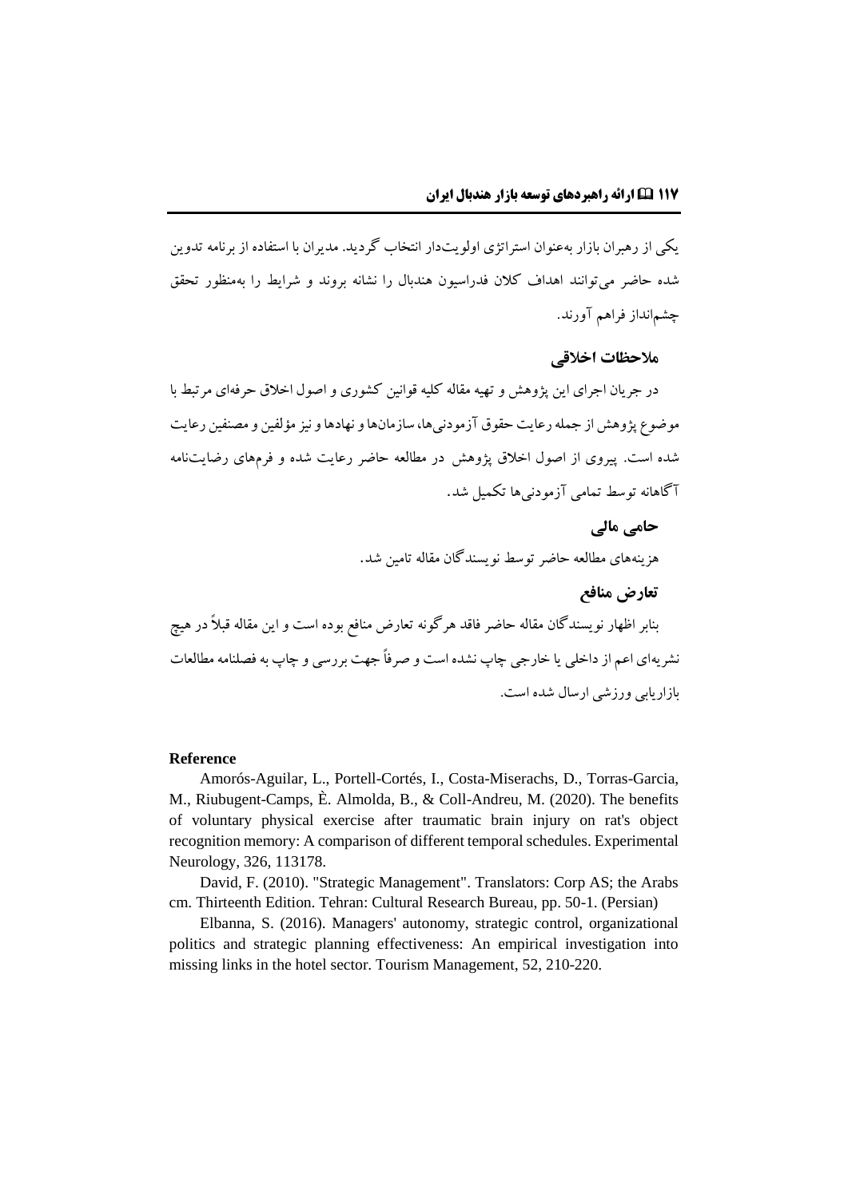یکی از رهبران بازار به‌عنوان استراتژی اولویت‌دار انتخاب گردید. مدیران با استفاده از برنامه تدوین شده حاضر می‌توانند اهداف کلان فدراسیون هندبال را نشانه بروند و شرایط را به‌منظور تحقق چشم‌انداز فراهم آورند.

## ملاحظات اخلاقی

در جریان اجرای این پژوهش و تهیه مقاله کلیه قوانین کشوری و اصول اخلاق حرفه‌ای مرتبط با موضوع پژوهش از جمله رعایت حقوق آزمودنی‌ها، سازمان‌ها و نهادها و نیز مؤلفین و مصنفین رعایت شده است. پیروی از اصول اخلاق پژوهش در مطالعه حاضر رعایت شده و فرم‌های رضایت‌نامه آگاهانه توسط تمامی آزمودنی‌ها تکمیل شد.

## حامی مالی

هزینه‌های مطالعه حاضر توسط نویسندگان مقاله تامین شد.

## تعارض منافع

بنابر اظهار نویسندگان مقاله حاضر فاقد هرگونه تعارض منافع بوده است و این مقاله قبلاً در هیچ نشریه‌ای اعم از داخلی یا خارجی چاپ نشده است و صرفاً جهت بررسی و چاپ به فصلنامه مطالعات بازاریابی ورزشی ارسال شده است.

## Reference

Amorós-Aguilar, L., Portell-Cortés, I., Costa-Miserachs, D., Torras-Garcia, M., Riubugent-Camps, È. Almolda, B., & Coll-Andreu, M. (2020). The benefits of voluntary physical exercise after traumatic brain injury on rat's object recognition memory: A comparison of different temporal schedules. Experimental Neurology, 326, 113178.

David, F. (2010). "Strategic Management". Translators: Corp AS; the Arabs cm. Thirteenth Edition. Tehran: Cultural Research Bureau, pp. 50-1. (Persian)

Elbanna, S. (2016). Managers' autonomy, strategic control, organizational politics and strategic planning effectiveness: An empirical investigation into missing links in the hotel sector. Tourism Management, 52, 210-220.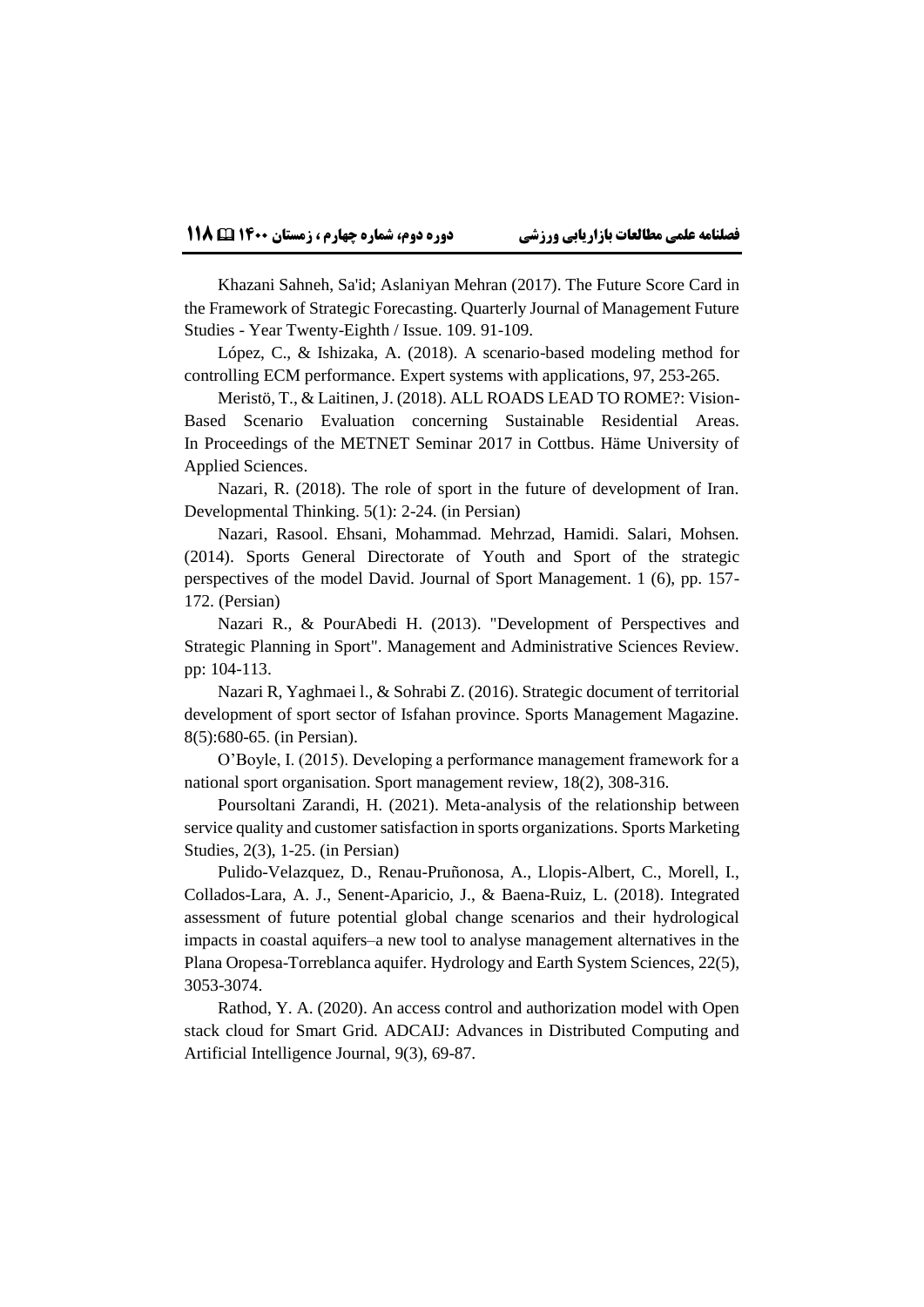Khazani Sahneh, Sa'id; Aslaniyan Mehran (2017). The Future Score Card in the Framework of Strategic Forecasting. Quarterly Journal of Management Future Studies - Year Twenty-Eighth / Issue. 109. 91-109.

López, C., & Ishizaka, A. (2018). A scenario-based modeling method for controlling ECM performance. Expert systems with applications, 97, 253-265.

Meristö, T., & Laitinen, J. (2018). ALL ROADS LEAD TO ROME?: Vision-Based Scenario Evaluation concerning Sustainable Residential Areas. In Proceedings of the METNET Seminar 2017 in Cottbus. Häme University of Applied Sciences.

Nazari, R. (2018). The role of sport in the future of development of Iran. Developmental Thinking. 5(1): 2-24. (in Persian)

Nazari, Rasool. Ehsani, Mohammad. Mehrzad, Hamidi. Salari, Mohsen. (2014). Sports General Directorate of Youth and Sport of the strategic perspectives of the model David. Journal of Sport Management. 1 (6), pp. 157-172. (Persian)

Nazari R., & PourAbedi H. (2013). "Development of Perspectives and Strategic Planning in Sport". Management and Administrative Sciences Review. pp: 104-113.

Nazari R, Yaghmaei l., & Sohrabi Z. (2016). Strategic document of territorial development of sport sector of Isfahan province. Sports Management Magazine. 8(5):680-65. (in Persian).

O'Boyle, I. (2015). Developing a performance management framework for a national sport organisation. Sport management review, 18(2), 308-316.

Poursoltani Zarandi, H. (2021). Meta-analysis of the relationship between service quality and customer satisfaction in sports organizations. Sports Marketing Studies, 2(3), 1-25. (in Persian)

Pulido-Velazquez, D., Renau-Pruñonosa, A., Llopis-Albert, C., Morell, I., Collados-Lara, A. J., Senent-Aparicio, J., & Baena-Ruiz, L. (2018). Integrated assessment of future potential global change scenarios and their hydrological impacts in coastal aquifers–a new tool to analyse management alternatives in the Plana Oropesa-Torreblanca aquifer. Hydrology and Earth System Sciences, 22(5), 3053-3074.

Rathod, Y. A. (2020). An access control and authorization model with Open stack cloud for Smart Grid. ADCAIJ: Advances in Distributed Computing and Artificial Intelligence Journal, 9(3), 69-87.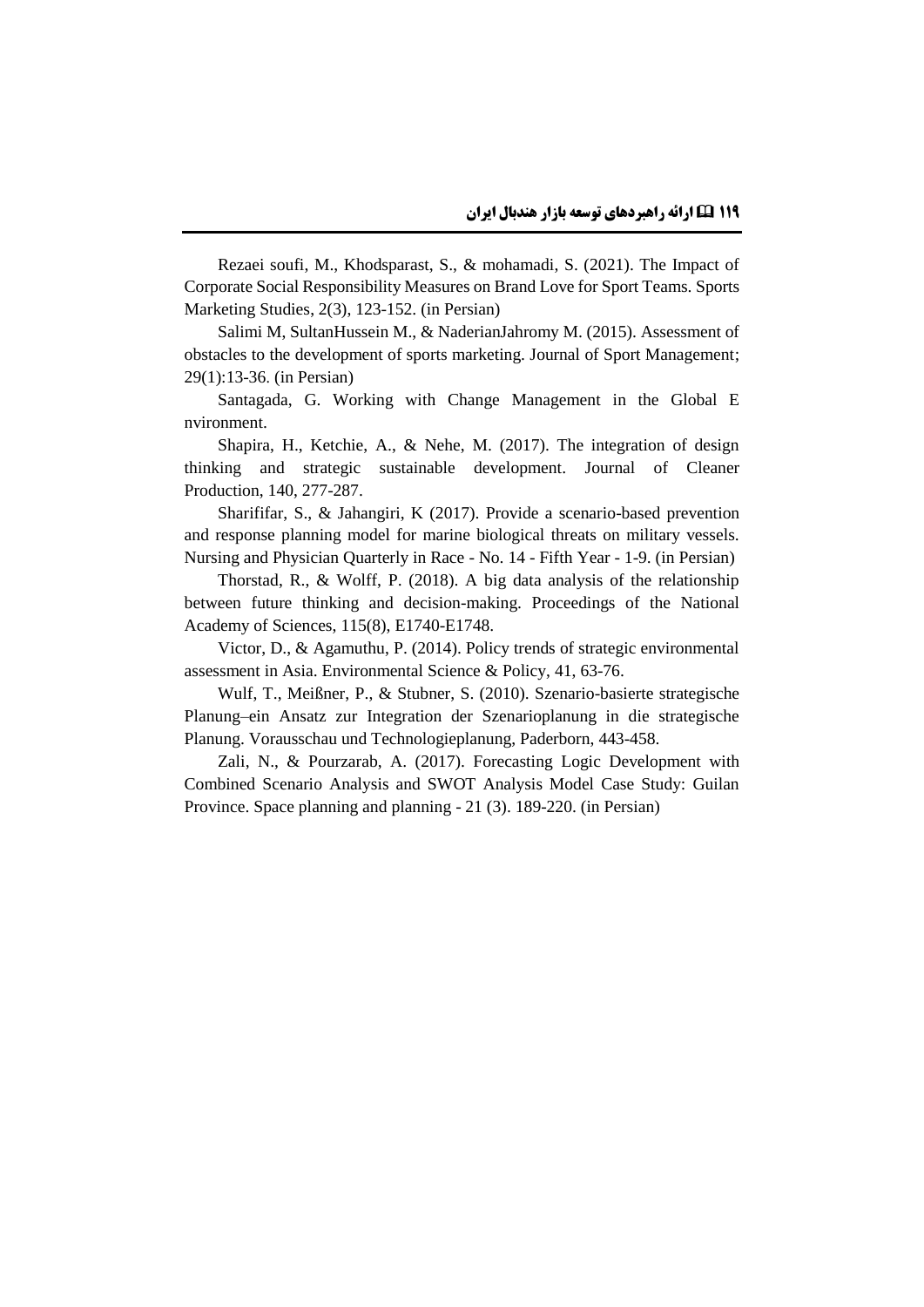Rezaei soufi, M., Khodsparast, S., & mohamadi, S. (2021). The Impact of Corporate Social Responsibility Measures on Brand Love for Sport Teams. Sports Marketing Studies, 2(3), 123-152. (in Persian)

Salimi M, SultanHussein M., & NaderianJahromy M. (2015). Assessment of obstacles to the development of sports marketing. Journal of Sport Management; 29(1):13-36. (in Persian)

Santagada, G. Working with Change Management in the Global E nvironment.

Shapira, H., Ketchie, A., & Nehe, M. (2017). The integration of design thinking and strategic sustainable development. Journal of Cleaner Production, 140, 277-287.

Sharififar, S., & Jahangiri, K (2017). Provide a scenario-based prevention and response planning model for marine biological threats on military vessels. Nursing and Physician Quarterly in Race - No. 14 - Fifth Year - 1-9. (in Persian)

Thorstad, R., & Wolff, P. (2018). A big data analysis of the relationship between future thinking and decision-making. Proceedings of the National Academy of Sciences, 115(8), E1740-E1748.

Victor, D., & Agamuthu, P. (2014). Policy trends of strategic environmental assessment in Asia. Environmental Science & Policy, 41, 63-76.

Wulf, T., Meißner, P., & Stubner, S. (2010). Szenario-basierte strategische Planung–ein Ansatz zur Integration der Szenarioplanung in die strategische Planung. Vorausschau und Technologieplanung, Paderborn, 443-458.

Zali, N., & Pourzarab, A. (2017). Forecasting Logic Development with Combined Scenario Analysis and SWOT Analysis Model Case Study: Guilan Province. Space planning and planning - 21 (3). 189-220. (in Persian)